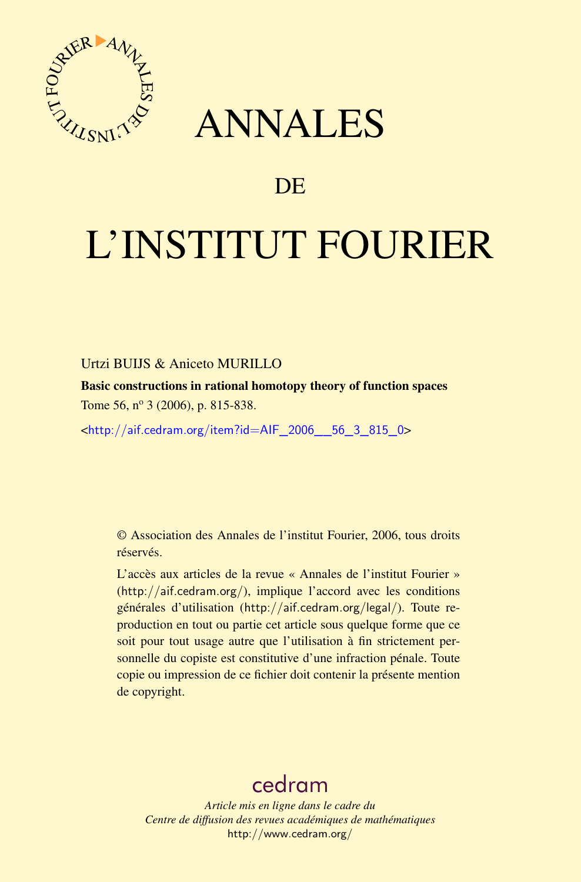# ANNALES

## DE

# L'INSTITUT FOURIER

Urtzi BUIJS & Aniceto MURILLO

**Basic constructions in rational homotopy theory of function spaces**

Tome 56, nº 3 (2006), p. 815-838.

<http://aif.cedram.org/item?id=AIF_2006__56_3_815_0>

© Association des Annales de l'institut Fourier, 2006, tous droits réservés.

L'accès aux articles de la revue « Annales de l'institut Fourier » (http://aif.cedram.org/), implique l'accord avec les conditions générales d'utilisation (http://aif.cedram.org/legal/). Toute reproduction en tout ou partie cet article sous quelque forme que ce soit pour tout usage autre que l'utilisation à fin strictement personnelle du copiste est constitutive d'une infraction pénale. Toute copie ou impression de ce fichier doit contenir la présente mention de copyright.

cedram

*Article mis en ligne dans le cadre du*
*Centre de diffusion des revues académiques de mathématiques*
http://www.cedram.org/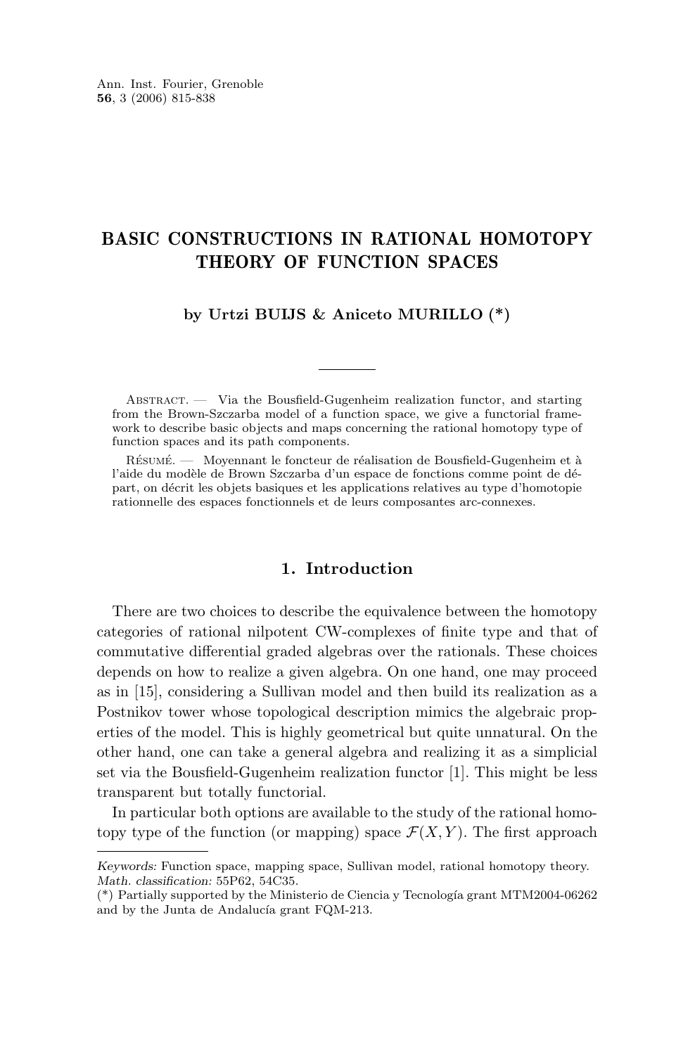# BASIC CONSTRUCTIONS IN RATIONAL HOMOTOPY THEORY OF FUNCTION SPACES

**by Urtzi BUIJS & Aniceto MURILLO (\*)**

---

Abstract. — Via the Bousfield-Gugenheim realization functor, and starting from the Brown-Szczarba model of a function space, we give a functorial framework to describe basic objects and maps concerning the rational homotopy type of function spaces and its path components.

Résumé. — Moyennant le foncteur de réalisation de Bousfield-Gugenheim et à l'aide du modèle de Brown Szczarba d'un espace de fonctions comme point de départ, on décrit les objets basiques et les applications relatives au type d'homotopie rationnelle des espaces fonctionnels et de leurs composantes arc-connexes.

## 1. Introduction

There are two choices to describe the equivalence between the homotopy categories of rational nilpotent CW-complexes of finite type and that of commutative differential graded algebras over the rationals. These choices depends on how to realize a given algebra. On one hand, one may proceed as in [15], considering a Sullivan model and then build its realization as a Postnikov tower whose topological description mimics the algebraic properties of the model. This is highly geometrical but quite unnatural. On the other hand, one can take a general algebra and realizing it as a simplicial set via the Bousfield-Gugenheim realization functor [1]. This might be less transparent but totally functorial.

In particular both options are available to the study of the rational homotopy type of the function (or mapping) space $\mathcal{F}(X,Y)$. The first approach

---

*Keywords:* Function space, mapping space, Sullivan model, rational homotopy theory.
*Math. classification:* 55P62, 54C35.
(\*) Partially supported by the Ministerio de Ciencia y Tecnología grant MTM2004-06262 and by the Junta de Andalucía grant FQM-213.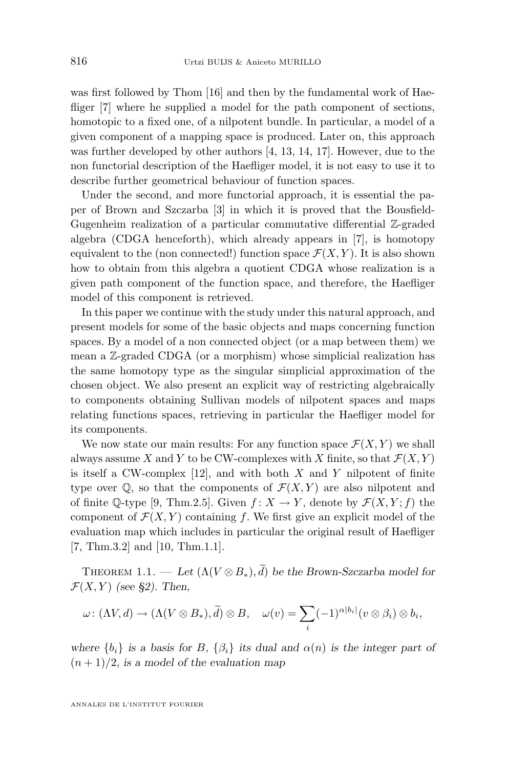was first followed by Thom [16] and then by the fundamental work of Haefliger [7] where he supplied a model for the path component of sections, homotopic to a fixed one, of a nilpotent bundle. In particular, a model of a given component of a mapping space is produced. Later on, this approach was further developed by other authors [4, 13, 14, 17]. However, due to the non functorial description of the Haefliger model, it is not easy to use it to describe further geometrical behaviour of function spaces.

Under the second, and more functorial approach, it is essential the paper of Brown and Szczarba [3] in which it is proved that the Bousfield-Gugenheim realization of a particular commutative differential $\mathbb{Z}$-graded algebra (CDGA henceforth), which already appears in [7], is homotopy equivalent to the (non connected!) function space $\mathcal{F}(X,Y)$. It is also shown how to obtain from this algebra a quotient CDGA whose realization is a given path component of the function space, and therefore, the Haefliger model of this component is retrieved.

In this paper we continue with the study under this natural approach, and present models for some of the basic objects and maps concerning function spaces. By a model of a non connected object (or a map between them) we mean a $\mathbb{Z}$-graded CDGA (or a morphism) whose simplicial realization has the same homotopy type as the singular simplicial approximation of the chosen object. We also present an explicit way of restricting algebraically to components obtaining Sullivan models of nilpotent spaces and maps relating functions spaces, retrieving in particular the Haefliger model for its components.

We now state our main results: For any function space $\mathcal{F}(X,Y)$ we shall always assume $X$ and $Y$ to be CW-complexes with $X$ finite, so that $\mathcal{F}(X,Y)$ is itself a CW-complex [12], and with both $X$ and $Y$ nilpotent of finite type over $\mathbb{Q}$, so that the components of $\mathcal{F}(X,Y)$ are also nilpotent and of finite $\mathbb{Q}$-type [9, Thm.2.5]. Given $f\colon X\to Y$, denote by $\mathcal{F}(X,Y;f)$ the component of $\mathcal{F}(X,Y)$ containing $f$. We first give an explicit model of the evaluation map which includes in particular the original result of Haefliger [7, Thm.3.2] and [10, Thm.1.1].

Theorem 1.1. — *Let $(\Lambda(V\otimes B_*),\widetilde{d})$ be the Brown-Szczarba model for $\mathcal{F}(X,Y)$ (see §2). Then,*

$$\omega\colon (\Lambda V,d)\to(\Lambda(V\otimes B_*),\widetilde{d})\otimes B,\quad \omega(v)=\sum_i(-1)^{\alpha|b_i|}(v\otimes\beta_i)\otimes b_i,$$

*where $\{b_i\}$ is a basis for $B$, $\{\beta_i\}$ its dual and $\alpha(n)$ is the integer part of $(n+1)/2$, is a model of the evaluation map*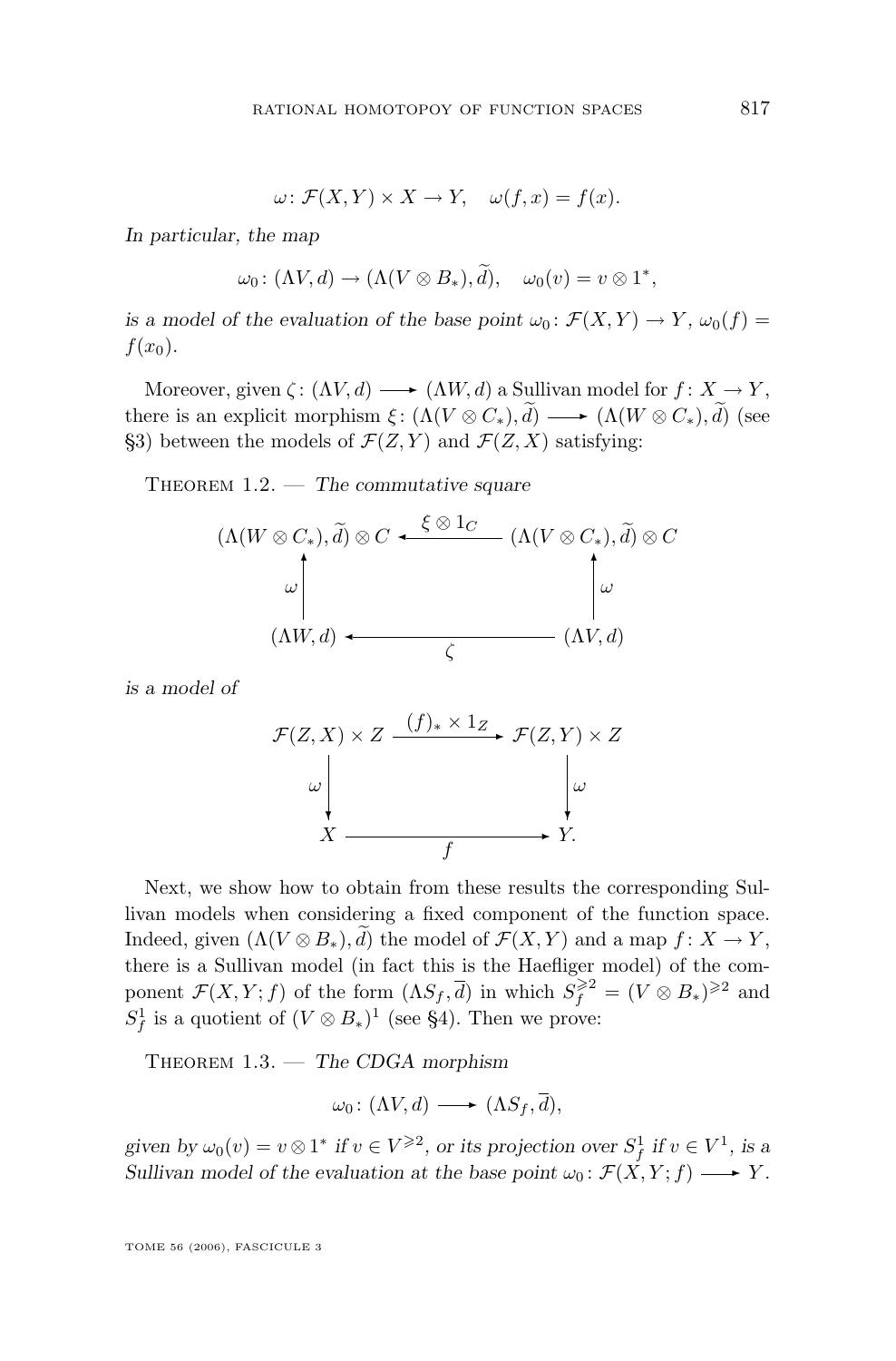$$\omega\colon \mathcal{F}(X,Y)\times X\to Y,\quad \omega(f,x)=f(x).$$

*In particular, the map*

$$\omega_0\colon (\Lambda V,d)\to(\Lambda(V\otimes B_*),\widetilde{d}),\quad \omega_0(v)=v\otimes 1^*,$$

*is a model of the evaluation of the base point* $\omega_0\colon \mathcal{F}(X,Y)\to Y$, $\omega_0(f)=f(x_0)$.

Moreover, given $\zeta\colon (\Lambda V,d)\longrightarrow(\Lambda W,d)$ a Sullivan model for $f\colon X\to Y$, there is an explicit morphism $\xi\colon (\Lambda(V\otimes C_*),\widetilde{d})\longrightarrow(\Lambda(W\otimes C_*),\widetilde{d})$ (see §3) between the models of $\mathcal{F}(Z,Y)$ and $\mathcal{F}(Z,X)$ satisfying:

Theorem 1.2. — *The commutative square*

$$\begin{array}{ccc}
(\Lambda(W\otimes C_*),\widetilde{d})\otimes C & \xleftarrow{\ \xi\otimes 1_C\ } & (\Lambda(V\otimes C_*),\widetilde{d})\otimes C\\
\Big\uparrow{\scriptstyle\omega} & & \Big\uparrow{\scriptstyle\omega}\\
(\Lambda W,d) & \xleftarrow[\ \zeta\ ]{} & (\Lambda V,d)
\end{array}$$

*is a model of*

$$\begin{array}{ccc}
\mathcal{F}(Z,X)\times Z & \xrightarrow{\ (f)_*\times 1_Z\ } & \mathcal{F}(Z,Y)\times Z\\
\Big\downarrow{\scriptstyle\omega} & & \Big\downarrow{\scriptstyle\omega}\\
X & \xrightarrow[\ f\ ]{} & Y.
\end{array}$$

Next, we show how to obtain from these results the corresponding Sullivan models when considering a fixed component of the function space. Indeed, given $(\Lambda(V\otimes B_*),\widetilde{d})$ the model of $\mathcal{F}(X,Y)$ and a map $f\colon X\to Y$, there is a Sullivan model (in fact this is the Haefliger model) of the component $\mathcal{F}(X,Y;f)$ of the form $(\Lambda S_f,\overline{d})$ in which $S_f^{\geqslant 2}=(V\otimes B_*)^{\geqslant 2}$ and $S_f^1$ is a quotient of $(V\otimes B_*)^1$ (see §4). Then we prove:

Theorem 1.3. — *The CDGA morphism*

$$\omega_0\colon (\Lambda V,d)\longrightarrow(\Lambda S_f,\overline{d}),$$

*given by $\omega_0(v)=v\otimes 1^*$ if $v\in V^{\geqslant 2}$, or its projection over $S_f^1$ if $v\in V^1$, is a Sullivan model of the evaluation at the base point $\omega_0\colon \mathcal{F}(X,Y;f)\longrightarrow Y$.*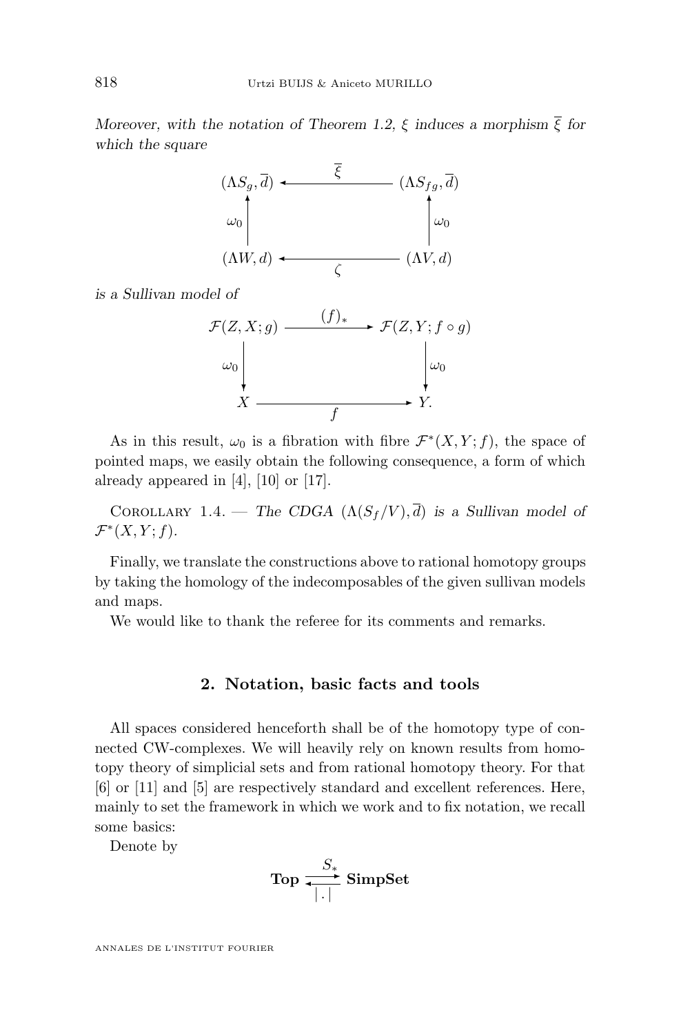*Moreover, with the notation of Theorem 1.2, $\xi$ induces a morphism $\overline{\xi}$ for which the square*

$$\begin{array}{ccc}
(\Lambda S_g, \overline{d}) & \xleftarrow{\;\overline{\xi}\;} & (\Lambda S_{fg}, \overline{d}) \\
\uparrow{\scriptstyle \omega_0} & & \uparrow{\scriptstyle \omega_0} \\
(\Lambda W, d) & \xleftarrow[\;\zeta\;]{} & (\Lambda V, d)
\end{array}$$

*is a Sullivan model of*

$$\begin{array}{ccc}
\mathcal{F}(Z, X; g) & \xrightarrow{\;(f)_*\;} & \mathcal{F}(Z, Y; f \circ g) \\
\downarrow{\scriptstyle \omega_0} & & \downarrow{\scriptstyle \omega_0} \\
X & \xrightarrow[\;f\;]{} & Y.
\end{array}$$

As in this result, $\omega_0$ is a fibration with fibre $\mathcal{F}^*(X, Y; f)$, the space of pointed maps, we easily obtain the following consequence, a form of which already appeared in [4], [10] or [17].

Corollary 1.4. — *The CDGA $(\Lambda(S_f/V), \overline{d})$ is a Sullivan model of $\mathcal{F}^*(X, Y; f)$.*

Finally, we translate the constructions above to rational homotopy groups by taking the homology of the indecomposables of the given sullivan models and maps.

We would like to thank the referee for its comments and remarks.

## 2. Notation, basic facts and tools

All spaces considered henceforth shall be of the homotopy type of connected CW-complexes. We will heavily rely on known results from homotopy theory of simplicial sets and from rational homotopy theory. For that [6] or [11] and [5] are respectively standard and excellent references. Here, mainly to set the framework in which we work and to fix notation, we recall some basics:

Denote by

$$\textbf{Top} \underset{|\,.\,|}{\overset{S_*}{\rightleftarrows}} \textbf{SimpSet}$$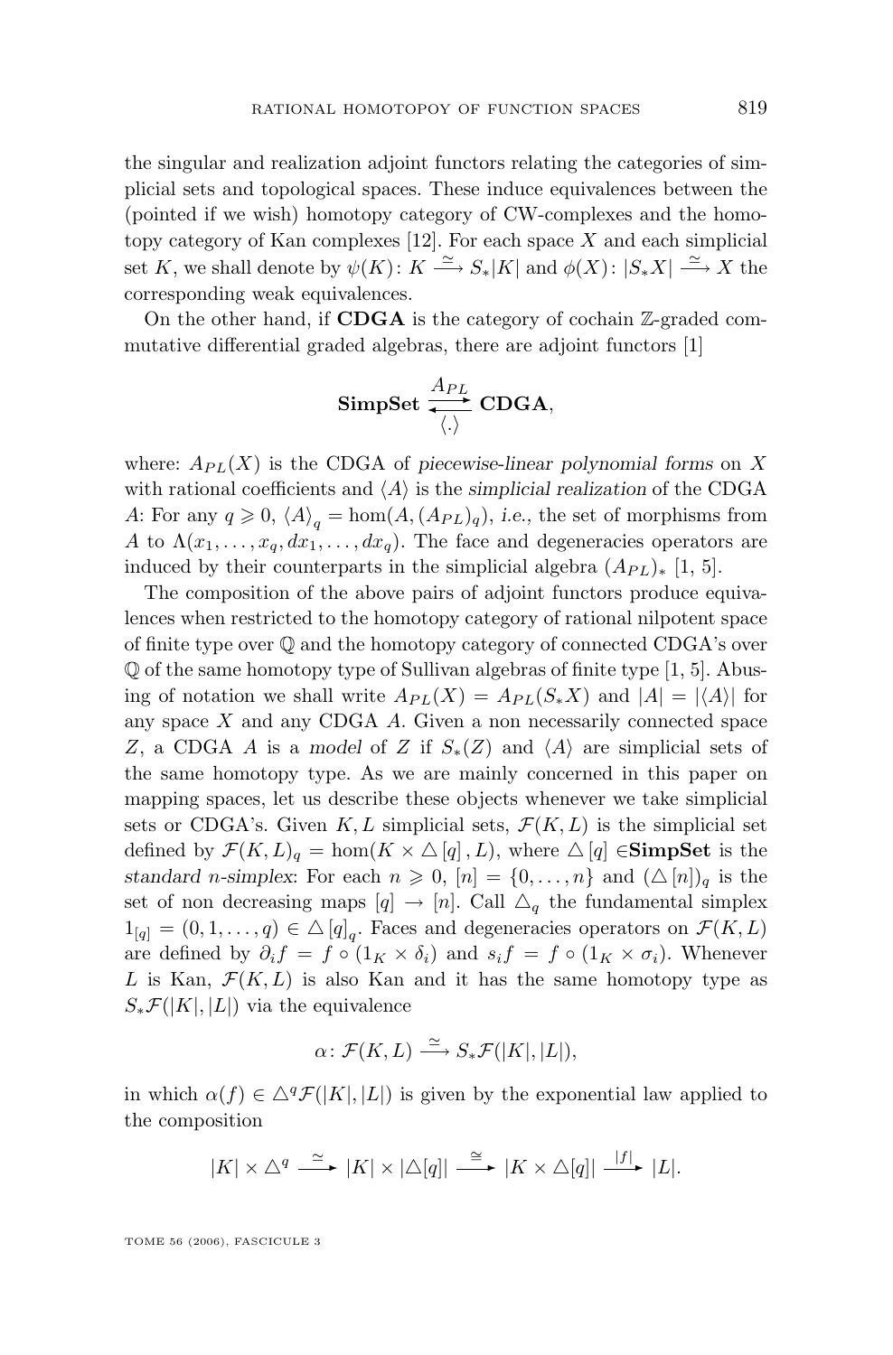the singular and realization adjoint functors relating the categories of simplicial sets and topological spaces. These induce equivalences between the (pointed if we wish) homotopy category of CW-complexes and the homotopy category of Kan complexes [12]. For each space $X$ and each simplicial set $K$, we shall denote by $\psi(K)\colon K \xrightarrow{\simeq} S_*|K|$ and $\phi(X)\colon |S_*X| \xrightarrow{\simeq} X$ the corresponding weak equivalences.

On the other hand, if **CDGA** is the category of cochain $\mathbb{Z}$-graded commutative differential graded algebras, there are adjoint functors [1]

$$\mathbf{SimpSet} \underset{\langle \cdot \rangle}{\overset{A_{PL}}{\rightleftarrows}} \mathbf{CDGA},$$

where: $A_{PL}(X)$ is the CDGA of *piecewise-linear polynomial forms* on $X$ with rational coefficients and $\langle A \rangle$ is the *simplicial realization* of the CDGA $A$: For any $q \geqslant 0$, $\langle A \rangle_q = \hom(A, (A_{PL})_q)$, *i.e.*, the set of morphisms from $A$ to $\Lambda(x_1, \dots, x_q, dx_1, \dots, dx_q)$. The face and degeneracies operators are induced by their counterparts in the simplicial algebra $(A_{PL})_*$ [1, 5].

The composition of the above pairs of adjoint functors produce equivalences when restricted to the homotopy category of rational nilpotent space of finite type over $\mathbb{Q}$ and the homotopy category of connected CDGA's over $\mathbb{Q}$ of the same homotopy type of Sullivan algebras of finite type [1, 5]. Abusing of notation we shall write $A_{PL}(X) = A_{PL}(S_*X)$ and $|A| = |\langle A \rangle|$ for any space $X$ and any CDGA $A$. Given a non necessarily connected space $Z$, a CDGA $A$ is a *model* of $Z$ if $S_*(Z)$ and $\langle A \rangle$ are simplicial sets of the same homotopy type. As we are mainly concerned in this paper on mapping spaces, let us describe these objects whenever we take simplicial sets or CDGA's. Given $K, L$ simplicial sets, $\mathcal{F}(K, L)$ is the simplicial set defined by $\mathcal{F}(K, L)_q = \hom(K \times \triangle[q], L)$, where $\triangle[q] \in$**SimpSet** is the *standard n-simplex*: For each $n \geqslant 0$, $[n] = \{0, \dots, n\}$ and $(\triangle[n])_q$ is the set of non decreasing maps $[q] \to [n]$. Call $\triangle_q$ the fundamental simplex $1_{[q]} = (0, 1, \dots, q) \in \triangle[q]_q$. Faces and degeneracies operators on $\mathcal{F}(K, L)$ are defined by $\partial_i f = f \circ (1_K \times \delta_i)$ and $s_i f = f \circ (1_K \times \sigma_i)$. Whenever $L$ is Kan, $\mathcal{F}(K, L)$ is also Kan and it has the same homotopy type as $S_*\mathcal{F}(|K|, |L|)$ via the equivalence

$$\alpha\colon \mathcal{F}(K, L) \xrightarrow{\simeq} S_*\mathcal{F}(|K|, |L|),$$

in which $\alpha(f) \in \triangle^q \mathcal{F}(|K|, |L|)$ is given by the exponential law applied to the composition

$$|K| \times \triangle^q \xrightarrow{\simeq} |K| \times |\triangle[q]| \xrightarrow{\cong} |K \times \triangle[q]| \xrightarrow{|f|} |L|.$$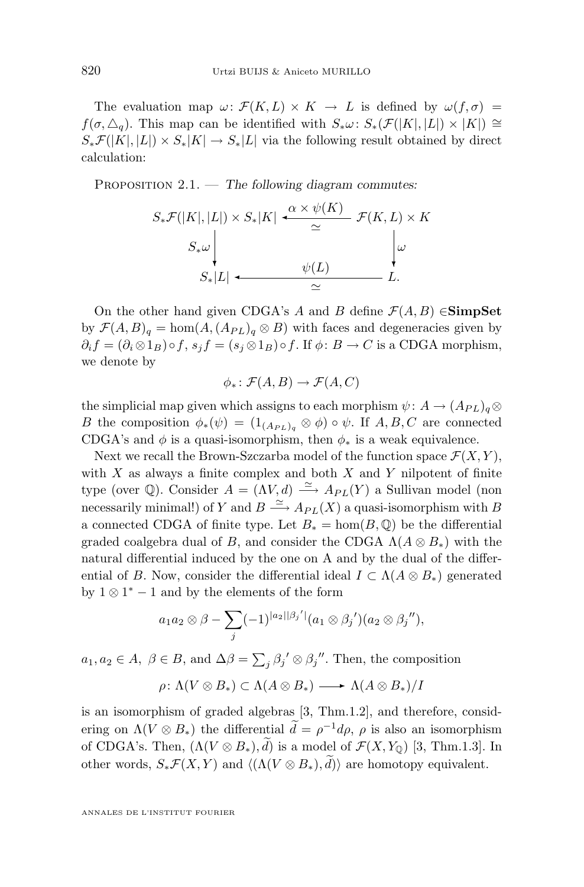The evaluation map $\omega\colon \mathcal{F}(K,L)\times K \to L$ is defined by $\omega(f,\sigma) = f(\sigma,\triangle_q)$. This map can be identified with $S_*\omega\colon S_*(\mathcal{F}(|K|,|L|)\times|K|)\cong S_*\mathcal{F}(|K|,|L|)\times S_*|K| \to S_*|L|$ via the following result obtained by direct calculation:

Proposition 2.1. — *The following diagram commutes:*

$$\begin{array}{ccc}
S_*\mathcal{F}(|K|,|L|)\times S_*|K| & \xleftarrow[\simeq]{\alpha\times\psi(K)} & \mathcal{F}(K,L)\times K \\
\Big\downarrow S_*\omega & & \Big\downarrow \omega \\
S_*|L| & \xleftarrow[\simeq]{\psi(L)} & L.
\end{array}$$

On the other hand given CDGA's $A$ and $B$ define $\mathcal{F}(A,B)\in$**SimpSet** by $\mathcal{F}(A,B)_q = \hom(A,(A_{PL})_q\otimes B)$ with faces and degeneracies given by $\partial_i f = (\partial_i\otimes 1_B)\circ f$, $s_j f = (s_j\otimes 1_B)\circ f$. If $\phi\colon B\to C$ is a CDGA morphism, we denote by

$$\phi_*\colon \mathcal{F}(A,B)\to\mathcal{F}(A,C)$$

the simplicial map given which assigns to each morphism $\psi\colon A\to (A_{PL})_q\otimes B$ the composition $\phi_*(\psi) = (1_{(A_{PL})_q}\otimes\phi)\circ\psi$. If $A,B,C$ are connected CDGA's and $\phi$ is a quasi-isomorphism, then $\phi_*$ is a weak equivalence.

Next we recall the Brown-Szczarba model of the function space $\mathcal{F}(X,Y)$, with $X$ as always a finite complex and both $X$ and $Y$ nilpotent of finite type (over $\mathbb{Q}$). Consider $A = (\Lambda V,d)\xrightarrow{\simeq} A_{PL}(Y)$ a Sullivan model (non necessarily minimal!) of $Y$ and $B\xrightarrow{\simeq} A_{PL}(X)$ a quasi-isomorphism with $B$ a connected CDGA of finite type. Let $B_* = \hom(B,\mathbb{Q})$ be the differential graded coalgebra dual of $B$, and consider the CDGA $\Lambda(A\otimes B_*)$ with the natural differential induced by the one on A and by the dual of the differential of $B$. Now, consider the differential ideal $I\subset\Lambda(A\otimes B_*)$ generated by $1\otimes 1^* - 1$ and by the elements of the form

$$a_1a_2\otimes\beta - \sum_j (-1)^{|a_2||\beta_j{}'|}(a_1\otimes\beta_j{}')(a_2\otimes\beta_j{}''),$$

$a_1,a_2\in A$, $\beta\in B$, and $\Delta\beta = \sum_j \beta_j{}'\otimes\beta_j{}''$. Then, the composition

$$\rho\colon \Lambda(V\otimes B_*)\subset\Lambda(A\otimes B_*)\longrightarrow\Lambda(A\otimes B_*)/I$$

is an isomorphism of graded algebras [3, Thm.1.2], and therefore, considering on $\Lambda(V\otimes B_*)$ the differential $\widetilde{d} = \rho^{-1}d\rho$, $\rho$ is also an isomorphism of CDGA's. Then, $(\Lambda(V\otimes B_*),\widetilde{d})$ is a model of $\mathcal{F}(X,Y_{\mathbb{Q}})$ [3, Thm.1.3]. In other words, $S_*\mathcal{F}(X,Y)$ and $\langle(\Lambda(V\otimes B_*),\widetilde{d})\rangle$ are homotopy equivalent.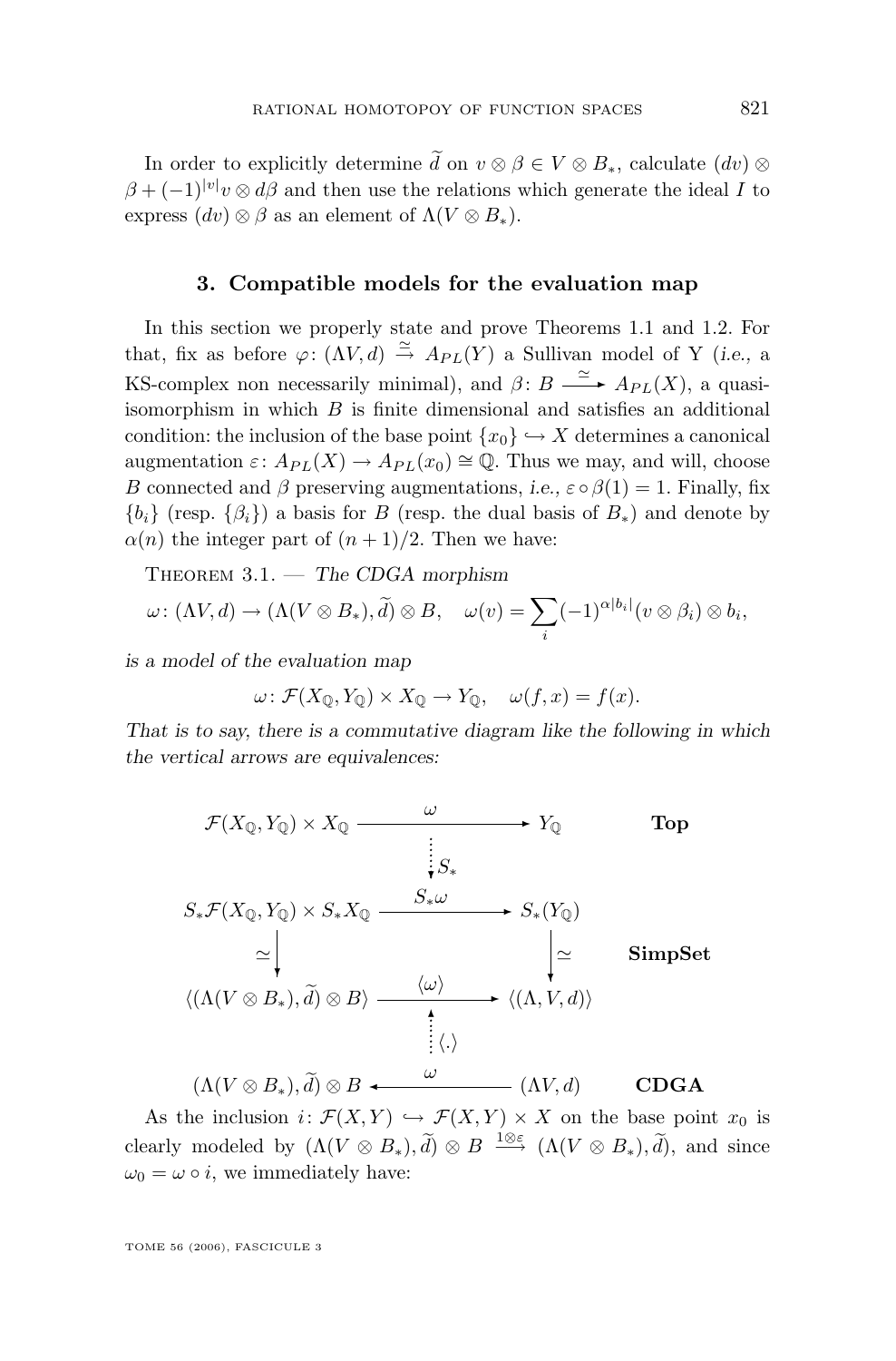In order to explicitly determine $\widetilde{d}$ on $v \otimes \beta \in V \otimes B_*$, calculate $(dv) \otimes \beta + (-1)^{|v|} v \otimes d\beta$ and then use the relations which generate the ideal $I$ to express $(dv) \otimes \beta$ as an element of $\Lambda(V \otimes B_*)$.

## 3. Compatible models for the evaluation map

In this section we properly state and prove Theorems 1.1 and 1.2. For that, fix as before $\varphi\colon (\Lambda V, d) \xrightarrow{\simeq} A_{PL}(Y)$ a Sullivan model of Y (*i.e.,* a KS-complex non necessarily minimal), and $\beta\colon B \xrightarrow{\simeq} A_{PL}(X)$, a quasi-isomorphism in which $B$ is finite dimensional and satisfies an additional condition: the inclusion of the base point $\{x_0\} \hookrightarrow X$ determines a canonical augmentation $\varepsilon\colon A_{PL}(X) \to A_{PL}(x_0) \cong \mathbb{Q}$. Thus we may, and will, choose $B$ connected and $\beta$ preserving augmentations, *i.e.,* $\varepsilon \circ \beta(1) = 1$. Finally, fix $\{b_i\}$ (resp. $\{\beta_i\}$) a basis for $B$ (resp. the dual basis of $B_*$) and denote by $\alpha(n)$ the integer part of $(n+1)/2$. Then we have:

Theorem 3.1. — *The CDGA morphism*

$$\omega\colon (\Lambda V, d) \to (\Lambda(V \otimes B_*), \widetilde{d}) \otimes B, \quad \omega(v) = \sum_i (-1)^{\alpha|b_i|} (v \otimes \beta_i) \otimes b_i,$$

*is a model of the evaluation map*

$$\omega\colon \mathcal{F}(X_\mathbb{Q}, Y_\mathbb{Q}) \times X_\mathbb{Q} \to Y_\mathbb{Q}, \quad \omega(f, x) = f(x).$$

*That is to say, there is a commutative diagram like the following in which the vertical arrows are equivalences:*

$$\begin{array}{ccccc}
\mathcal{F}(X_\mathbb{Q}, Y_\mathbb{Q}) \times X_\mathbb{Q} & \xrightarrow{\quad\omega\quad} & Y_\mathbb{Q} & & \textbf{Top} \\
 & & \vdots\, S_* & & \\
S_*\mathcal{F}(X_\mathbb{Q}, Y_\mathbb{Q}) \times S_* X_\mathbb{Q} & \xrightarrow{\quad S_*\omega\quad} & S_*(Y_\mathbb{Q}) & & \\
\simeq \downarrow & & \downarrow \simeq & & \textbf{SimpSet} \\
\langle (\Lambda(V \otimes B_*), \widetilde{d}) \otimes B \rangle & \xrightarrow{\quad\langle\omega\rangle\quad} & \langle (\Lambda, V, d) \rangle & & \\
 & & \vdots\, \langle \cdot \rangle & & \\
(\Lambda(V \otimes B_*), \widetilde{d}) \otimes B & \xleftarrow{\quad\omega\quad} & (\Lambda V, d) & & \textbf{CDGA}
\end{array}$$

As the inclusion $i\colon \mathcal{F}(X, Y) \hookrightarrow \mathcal{F}(X, Y) \times X$ on the base point $x_0$ is clearly modeled by $(\Lambda(V \otimes B_*), \widetilde{d}) \otimes B \xrightarrow{1 \otimes \varepsilon} (\Lambda(V \otimes B_*), \widetilde{d})$, and since $\omega_0 = \omega \circ i$, we immediately have: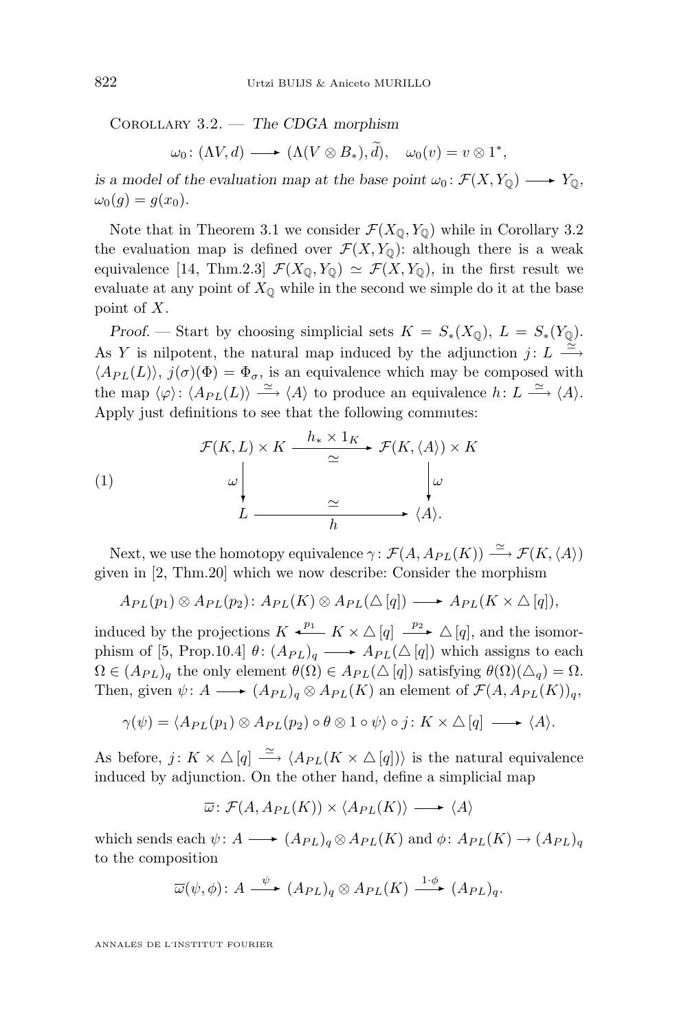Corollary 3.2. — *The CDGA morphism*

$$\omega_0 \colon (\Lambda V, d) \longrightarrow (\Lambda(V \otimes B_*), \widetilde{d}), \quad \omega_0(v) = v \otimes 1^*,$$

*is a model of the evaluation map at the base point* $\omega_0 \colon \mathcal{F}(X, Y_{\mathbb{Q}}) \longrightarrow Y_{\mathbb{Q}}$, $\omega_0(g) = g(x_0)$.

Note that in Theorem 3.1 we consider $\mathcal{F}(X_{\mathbb{Q}}, Y_{\mathbb{Q}})$ while in Corollary 3.2 the evaluation map is defined over $\mathcal{F}(X, Y_{\mathbb{Q}})$: although there is a weak equivalence [14, Thm.2.3] $\mathcal{F}(X_{\mathbb{Q}}, Y_{\mathbb{Q}}) \simeq \mathcal{F}(X, Y_{\mathbb{Q}})$, in the first result we evaluate at any point of $X_{\mathbb{Q}}$ while in the second we simple do it at the base point of $X$.

*Proof.* — Start by choosing simplicial sets $K = S_*(X_{\mathbb{Q}})$, $L = S_*(Y_{\mathbb{Q}})$. As $Y$ is nilpotent, the natural map induced by the adjunction $j \colon L \xrightarrow{\simeq} \langle A_{PL}(L) \rangle$, $j(\sigma)(\Phi) = \Phi_\sigma$, is an equivalence which may be composed with the map $\langle \varphi \rangle \colon \langle A_{PL}(L) \rangle \xrightarrow{\simeq} \langle A \rangle$ to produce an equivalence $h \colon L \xrightarrow{\simeq} \langle A \rangle$. Apply just definitions to see that the following commutes:

$$\begin{array}{ccc} \mathcal{F}(K, L) \times K & \xrightarrow[\simeq]{h_* \times 1_K} & \mathcal{F}(K, \langle A \rangle) \times K \\ \omega \downarrow & & \downarrow \omega \\ L & \xrightarrow[h]{\simeq} & \langle A \rangle. \end{array} \tag{1}$$

Next, we use the homotopy equivalence $\gamma \colon \mathcal{F}(A, A_{PL}(K)) \xrightarrow{\simeq} \mathcal{F}(K, \langle A \rangle)$ given in [2, Thm.20] which we now describe: Consider the morphism

$$A_{PL}(p_1) \otimes A_{PL}(p_2) \colon A_{PL}(K) \otimes A_{PL}(\triangle[q]) \longrightarrow A_{PL}(K \times \triangle[q]),$$

induced by the projections $K \xleftarrow{p_1} K \times \triangle[q] \xrightarrow{p_2} \triangle[q]$, and the isomorphism of [5, Prop.10.4] $\theta \colon (A_{PL})_q \longrightarrow A_{PL}(\triangle[q])$ which assigns to each $\Omega \in (A_{PL})_q$ the only element $\theta(\Omega) \in A_{PL}(\triangle[q])$ satisfying $\theta(\Omega)(\triangle_q) = \Omega$. Then, given $\psi \colon A \longrightarrow (A_{PL})_q \otimes A_{PL}(K)$ an element of $\mathcal{F}(A, A_{PL}(K))_q$,

$$\gamma(\psi) = \langle A_{PL}(p_1) \otimes A_{PL}(p_2) \circ \theta \otimes 1 \circ \psi \rangle \circ j \colon K \times \triangle[q] \longrightarrow \langle A \rangle.$$

As before, $j \colon K \times \triangle[q] \xrightarrow{\simeq} \langle A_{PL}(K \times \triangle[q]) \rangle$ is the natural equivalence induced by adjunction. On the other hand, define a simplicial map

$$\overline{\omega} \colon \mathcal{F}(A, A_{PL}(K)) \times \langle A_{PL}(K) \rangle \longrightarrow \langle A \rangle$$

which sends each $\psi \colon A \longrightarrow (A_{PL})_q \otimes A_{PL}(K)$ and $\phi \colon A_{PL}(K) \to (A_{PL})_q$ to the composition

$$\overline{\omega}(\psi, \phi) \colon A \xrightarrow{\psi} (A_{PL})_q \otimes A_{PL}(K) \xrightarrow{1 \cdot \phi} (A_{PL})_q.$$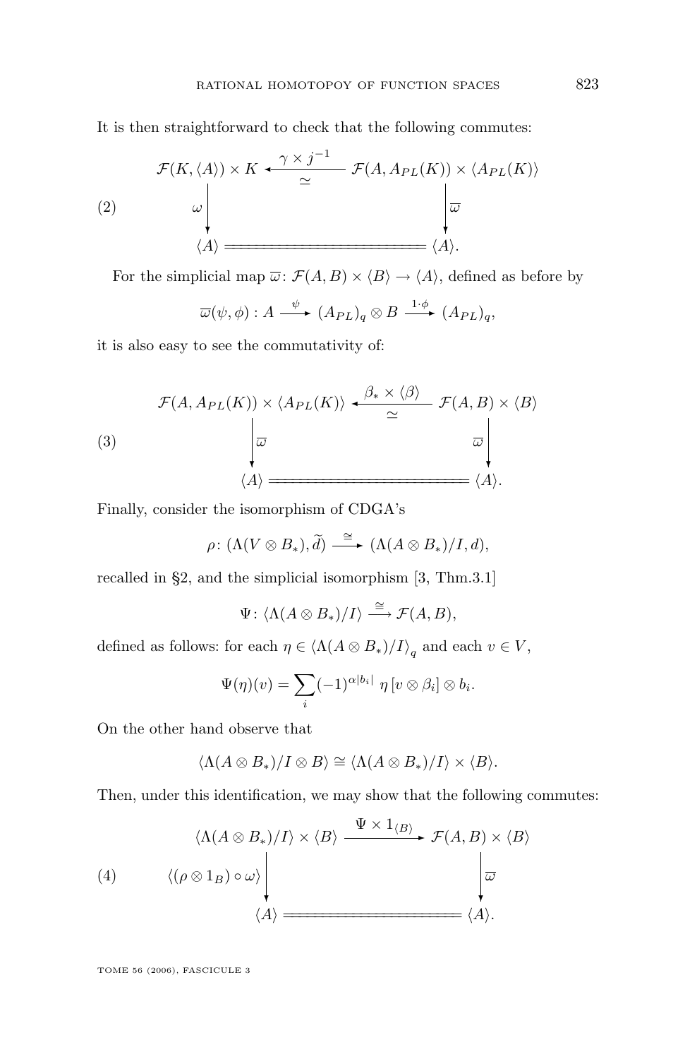It is then straightforward to check that the following commutes:

$$
(2) \qquad
\begin{array}{ccc}
\mathcal{F}(K, \langle A \rangle) \times K & \xleftarrow[\simeq]{\gamma \times j^{-1}} & \mathcal{F}(A, A_{PL}(K)) \times \langle A_{PL}(K) \rangle \\
\omega \big\downarrow & & \big\downarrow \overline{\omega} \\
\langle A \rangle & \xlongequal{\qquad\qquad} & \langle A \rangle .
\end{array}
$$

For the simplicial map $\overline{\omega} \colon \mathcal{F}(A, B) \times \langle B \rangle \to \langle A \rangle$, defined as before by

$$
\overline{\omega}(\psi, \phi) : A \xrightarrow{\psi} (A_{PL})_q \otimes B \xrightarrow{1 \cdot \phi} (A_{PL})_q,
$$

it is also easy to see the commutativity of:

$$
(3) \qquad
\begin{array}{ccc}
\mathcal{F}(A, A_{PL}(K)) \times \langle A_{PL}(K) \rangle & \xleftarrow[\simeq]{\beta_* \times \langle \beta \rangle} & \mathcal{F}(A, B) \times \langle B \rangle \\
\big\downarrow \overline{\omega} & & \overline{\omega} \big\downarrow \\
\langle A \rangle & \xlongequal{\qquad\qquad} & \langle A \rangle .
\end{array}
$$

Finally, consider the isomorphism of CDGA's

$$
\rho \colon (\Lambda(V \otimes B_*), \widetilde{d}) \xrightarrow{\cong} (\Lambda(A \otimes B_*)/I, d),
$$

recalled in §2, and the simplicial isomorphism [3, Thm.3.1]

$$
\Psi \colon \langle \Lambda(A \otimes B_*)/I \rangle \xrightarrow{\cong} \mathcal{F}(A, B),
$$

defined as follows: for each $\eta \in \langle \Lambda(A \otimes B_*)/I \rangle_q$ and each $v \in V$,

$$
\Psi(\eta)(v) = \sum_i (-1)^{\alpha |b_i|} \, \eta \left[ v \otimes \beta_i \right] \otimes b_i .
$$

On the other hand observe that

$$
\langle \Lambda(A \otimes B_*)/I \otimes B \rangle \cong \langle \Lambda(A \otimes B_*)/I \rangle \times \langle B \rangle .
$$

Then, under this identification, we may show that the following commutes:

$$
(4) \qquad
\begin{array}{ccc}
\langle \Lambda(A \otimes B_*)/I \rangle \times \langle B \rangle & \xrightarrow{\Psi \times 1_{\langle B \rangle}} & \mathcal{F}(A, B) \times \langle B \rangle \\
\langle (\rho \otimes 1_B) \circ \omega \rangle \big\downarrow & & \big\downarrow \overline{\omega} \\
\langle A \rangle & \xlongequal{\qquad\qquad} & \langle A \rangle .
\end{array}
$$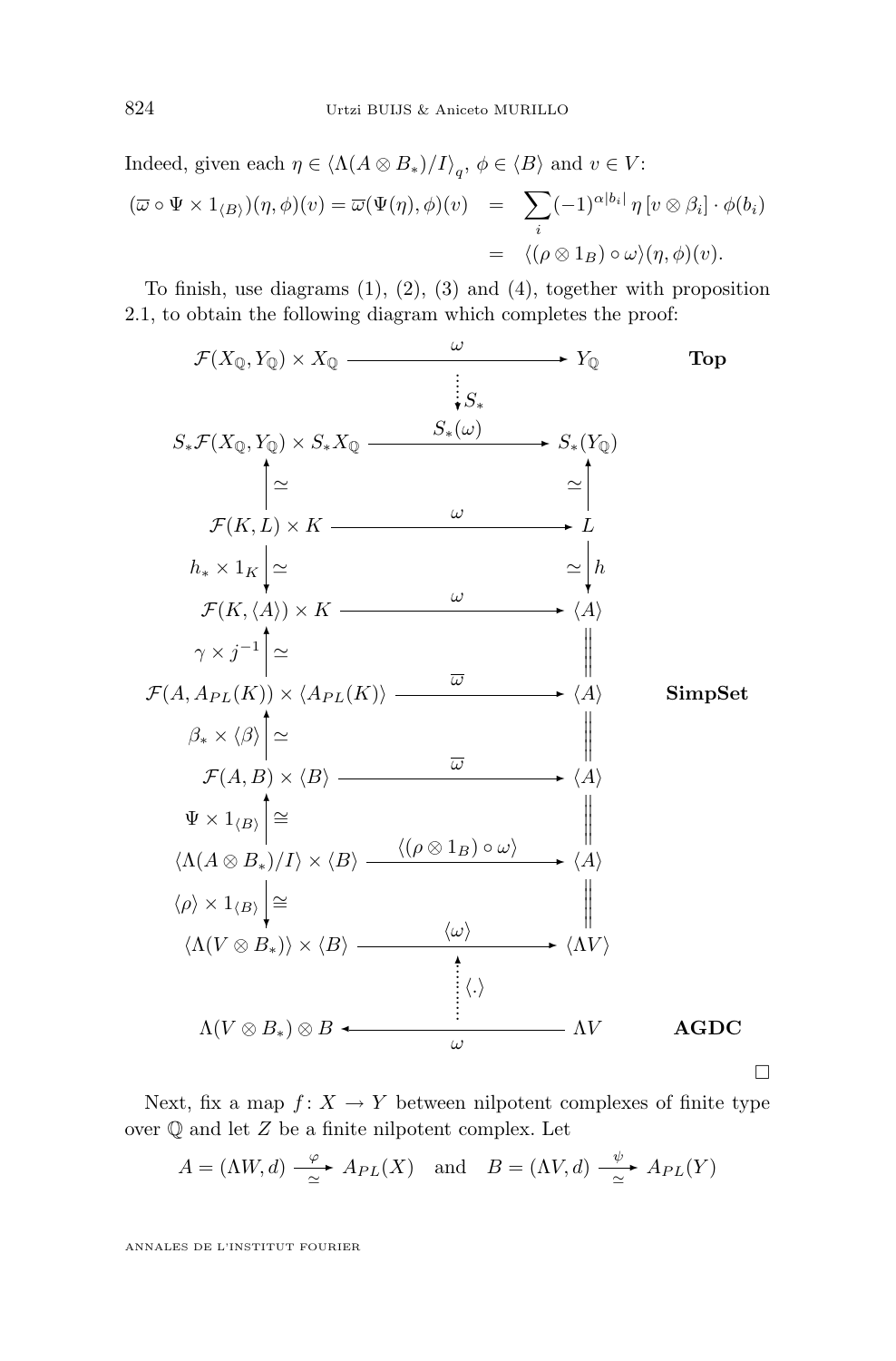Indeed, given each $\eta \in \langle \Lambda(A \otimes B_*)/I \rangle_q$, $\phi \in \langle B \rangle$ and $v \in V$:

$$
\begin{aligned}
(\overline{\omega} \circ \Psi \times 1_{\langle B \rangle})(\eta, \phi)(v) = \overline{\omega}(\Psi(\eta), \phi)(v) &= \sum_i (-1)^{\alpha |b_i|} \, \eta \, [v \otimes \beta_i] \cdot \phi(b_i) \\
&= \langle (\rho \otimes 1_B) \circ \omega \rangle (\eta, \phi)(v).
\end{aligned}
$$

To finish, use diagrams (1), (2), (3) and (4), together with proposition 2.1, to obtain the following diagram which completes the proof:

$$
\begin{array}{ccccl}
\mathcal{F}(X_{\mathbb{Q}}, Y_{\mathbb{Q}}) \times X_{\mathbb{Q}} & \xrightarrow{\quad \omega \quad} & Y_{\mathbb{Q}} & & \textbf{Top} \\
& \Big\downarrow{\scriptstyle S_*} \ (\text{dotted}) & & & \\
S_* \mathcal{F}(X_{\mathbb{Q}}, Y_{\mathbb{Q}}) \times S_* X_{\mathbb{Q}} & \xrightarrow{\quad S_*(\omega) \quad} & S_*(Y_{\mathbb{Q}}) & & \\
\uparrow \simeq & & \uparrow \simeq & & \\
\mathcal{F}(K, L) \times K & \xrightarrow{\quad \omega \quad} & L & & \\
h_* \times 1_K \downarrow \simeq & & \simeq \downarrow h & & \\
\mathcal{F}(K, \langle A \rangle) \times K & \xrightarrow{\quad \omega \quad} & \langle A \rangle & & \\
\gamma \times j^{-1} \uparrow \simeq & & \| & & \\
\mathcal{F}(A, A_{PL}(K)) \times \langle A_{PL}(K) \rangle & \xrightarrow{\quad \overline{\omega} \quad} & \langle A \rangle & & \textbf{SimpSet} \\
\beta_* \times \langle \beta \rangle \uparrow \simeq & & \| & & \\
\mathcal{F}(A, B) \times \langle B \rangle & \xrightarrow{\quad \overline{\omega} \quad} & \langle A \rangle & & \\
\Psi \times 1_{\langle B \rangle} \uparrow \cong & & \| & & \\
\langle \Lambda(A \otimes B_*)/I \rangle \times \langle B \rangle & \xrightarrow{\quad \langle (\rho \otimes 1_B) \circ \omega \rangle \quad} & \langle A \rangle & & \\
\langle \rho \rangle \times 1_{\langle B \rangle} \downarrow \cong & & \| & & \\
\langle \Lambda(V \otimes B_*) \rangle \times \langle B \rangle & \xrightarrow{\quad \langle \omega \rangle \quad} & \langle \Lambda V \rangle & & \\
& \Big\uparrow{\scriptstyle \langle . \rangle} \ (\text{dotted}) & & & \\
\Lambda(V \otimes B_*) \otimes B & \xleftarrow{\quad \omega \quad} & \Lambda V & & \textbf{AGDC}
\end{array}
$$

□

Next, fix a map $f \colon X \to Y$ between nilpotent complexes of finite type over $\mathbb{Q}$ and let $Z$ be a finite nilpotent complex. Let

$$
A = (\Lambda W, d) \xrightarrow[\simeq]{\varphi} A_{PL}(X) \quad \text{and} \quad B = (\Lambda V, d) \xrightarrow[\simeq]{\psi} A_{PL}(Y)
$$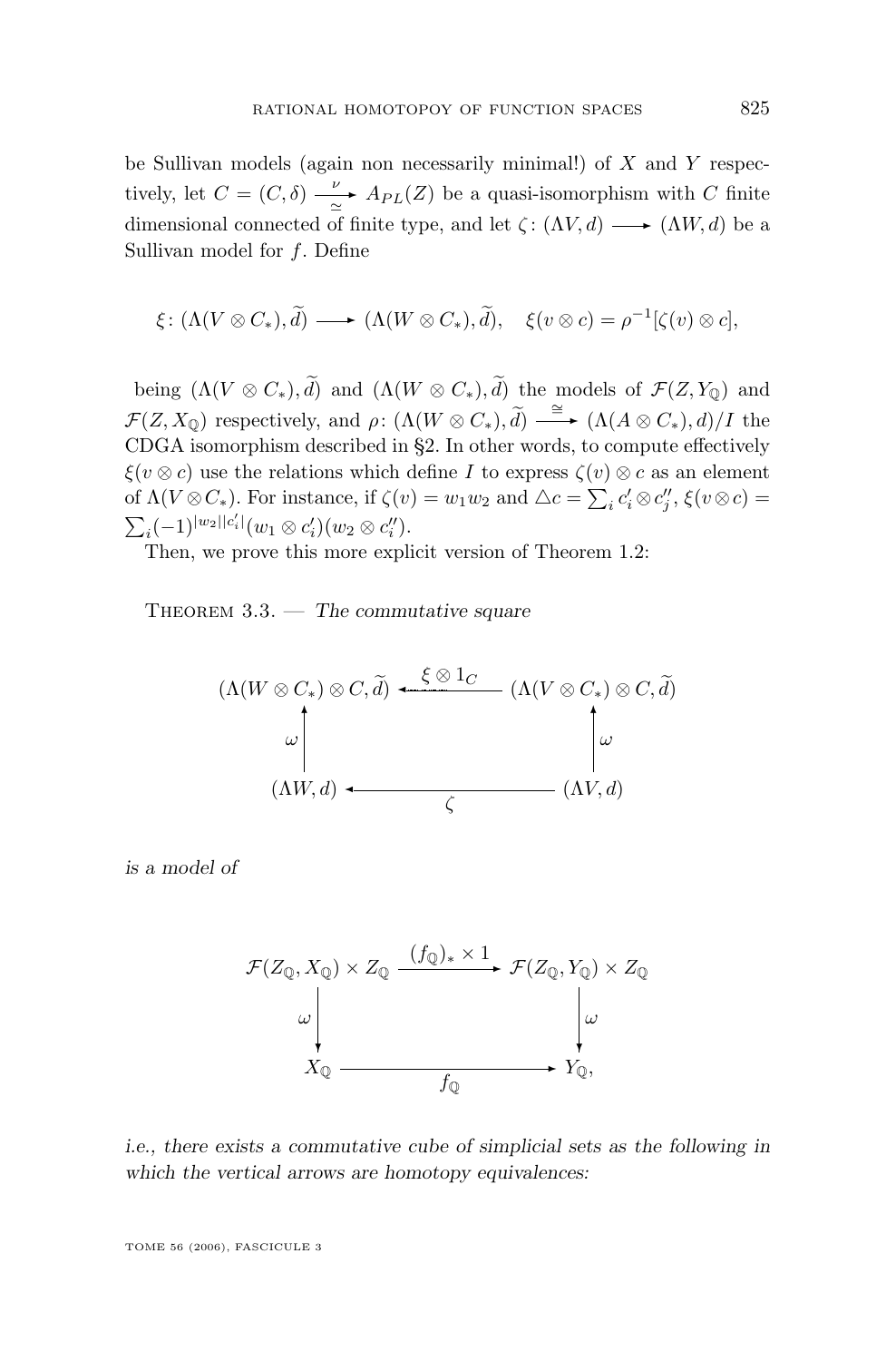be Sullivan models (again non necessarily minimal!) of $X$ and $Y$ respectively, let $C = (C, \delta) \xrightarrow[\simeq]{\nu} A_{PL}(Z)$ be a quasi-isomorphism with $C$ finite dimensional connected of finite type, and let $\zeta \colon (\Lambda V, d) \longrightarrow (\Lambda W, d)$ be a Sullivan model for $f$. Define

$$\xi \colon (\Lambda(V \otimes C_*), \widetilde{d}) \longrightarrow (\Lambda(W \otimes C_*), \widetilde{d}), \quad \xi(v \otimes c) = \rho^{-1}[\zeta(v) \otimes c],$$

being $(\Lambda(V \otimes C_*), \widetilde{d})$ and $(\Lambda(W \otimes C_*), \widetilde{d})$ the models of $\mathcal{F}(Z, Y_{\mathbb{Q}})$ and $\mathcal{F}(Z, X_{\mathbb{Q}})$ respectively, and $\rho \colon (\Lambda(W \otimes C_*), \widetilde{d}) \xrightarrow{\cong} (\Lambda(A \otimes C_*), d)/I$ the CDGA isomorphism described in §2. In other words, to compute effectively $\xi(v \otimes c)$ use the relations which define $I$ to express $\zeta(v) \otimes c$ as an element of $\Lambda(V \otimes C_*)$. For instance, if $\zeta(v) = w_1 w_2$ and $\triangle c = \sum_i c_i' \otimes c_j''$, $\xi(v \otimes c) = \sum_i (-1)^{|w_2||c_i'|}(w_1 \otimes c_i')(w_2 \otimes c_i'')$.

Then, we prove this more explicit version of Theorem 1.2:

Theorem 3.3. — *The commutative square*

$$\begin{array}{ccc}
(\Lambda(W \otimes C_*) \otimes C, \widetilde{d}) & \xleftarrow{\;\xi \otimes 1_C\;} & (\Lambda(V \otimes C_*) \otimes C, \widetilde{d}) \\
\uparrow{\scriptstyle \omega} & & \uparrow{\scriptstyle \omega} \\
(\Lambda W, d) & \xleftarrow[\;\zeta\;]{} & (\Lambda V, d)
\end{array}$$

*is a model of*

$$\begin{array}{ccc}
\mathcal{F}(Z_{\mathbb{Q}}, X_{\mathbb{Q}}) \times Z_{\mathbb{Q}} & \xrightarrow{\;(f_{\mathbb{Q}})_* \times 1\;} & \mathcal{F}(Z_{\mathbb{Q}}, Y_{\mathbb{Q}}) \times Z_{\mathbb{Q}} \\
\downarrow{\scriptstyle \omega} & & \downarrow{\scriptstyle \omega} \\
X_{\mathbb{Q}} & \xrightarrow[\;f_{\mathbb{Q}}\;]{} & Y_{\mathbb{Q}},
\end{array}$$

*i.e., there exists a commutative cube of simplicial sets as the following in which the vertical arrows are homotopy equivalences:*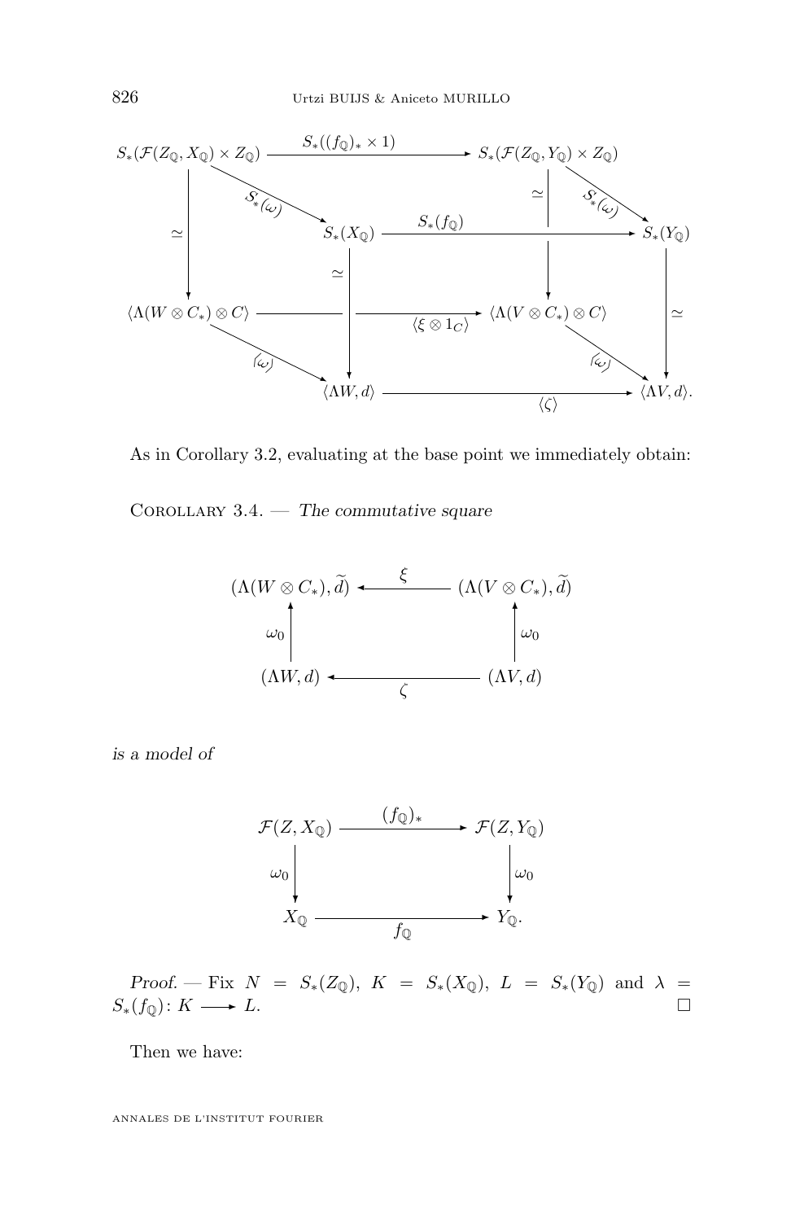$$
\begin{array}{ccccc}
S_*(\mathcal{F}(Z_{\mathbb{Q}}, X_{\mathbb{Q}}) \times Z_{\mathbb{Q}}) & \xrightarrow{S_*((f_{\mathbb{Q}})_* \times 1)} & S_*(\mathcal{F}(Z_{\mathbb{Q}}, Y_{\mathbb{Q}}) \times Z_{\mathbb{Q}}) & & \\
 & \searrow^{S_*(\omega)} & & \searrow^{S_*(\omega)} & \\
 & & S_*(X_{\mathbb{Q}}) \xrightarrow{S_*(f_{\mathbb{Q}})} & & S_*(Y_{\mathbb{Q}}) \\
\downarrow \simeq & & \downarrow \simeq \qquad \downarrow \simeq & & \downarrow \simeq \\
\langle \Lambda(W \otimes C_*) \otimes C \rangle & \xrightarrow{\langle \xi \otimes 1_C \rangle} & \langle \Lambda(V \otimes C_*) \otimes C \rangle & & \\
 & \searrow^{\langle \omega \rangle} & & \searrow^{\langle \omega \rangle} & \\
 & & \langle \Lambda W, d \rangle \xrightarrow{\langle \zeta \rangle} & & \langle \Lambda V, d \rangle.
\end{array}
$$

As in Corollary 3.2, evaluating at the base point we immediately obtain:

Corollary 3.4. — *The commutative square*

$$
\begin{array}{ccc}
(\Lambda(W \otimes C_*), \widetilde{d}) & \xleftarrow{\ \xi\ } & (\Lambda(V \otimes C_*), \widetilde{d}) \\
\uparrow \omega_0 & & \uparrow \omega_0 \\
(\Lambda W, d) & \xleftarrow{\ \zeta\ } & (\Lambda V, d)
\end{array}
$$

*is a model of*

$$
\begin{array}{ccc}
\mathcal{F}(Z, X_{\mathbb{Q}}) & \xrightarrow{(f_{\mathbb{Q}})_*} & \mathcal{F}(Z, Y_{\mathbb{Q}}) \\
\downarrow \omega_0 & & \downarrow \omega_0 \\
X_{\mathbb{Q}} & \xrightarrow{\ f_{\mathbb{Q}}\ } & Y_{\mathbb{Q}}.
\end{array}
$$

*Proof.* — Fix $N = S_*(Z_{\mathbb{Q}})$, $K = S_*(X_{\mathbb{Q}})$, $L = S_*(Y_{\mathbb{Q}})$ and $\lambda = S_*(f_{\mathbb{Q}}) \colon K \longrightarrow L$. □

Then we have: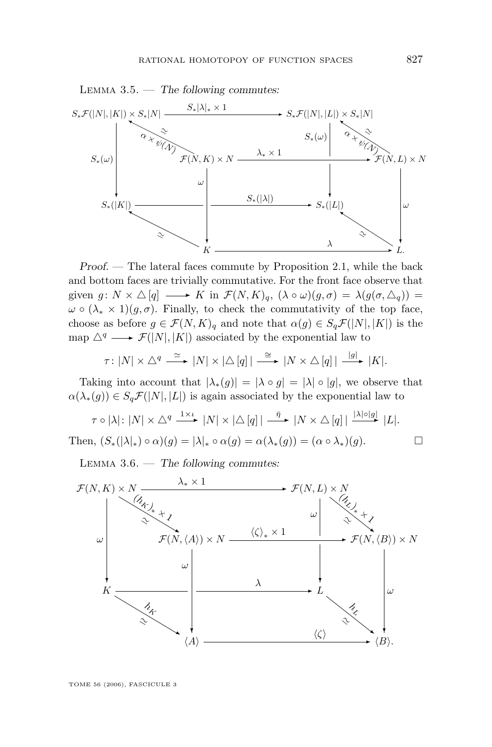LEMMA 3.5. — *The following commutes:*

$$\begin{array}{ccc}
S_*\mathcal{F}(|N|,|K|)\times S_*|N| & \xrightarrow{S_*|\lambda|_*\times 1} & S_*\mathcal{F}(|N|,|L|)\times S_*|N| \\
\uparrow{\scriptstyle \alpha\times\psi(N)}\ \simeq & & \uparrow{\scriptstyle \alpha\times\psi(N)}\ \simeq \\
\mathcal{F}(N,K)\times N & \xrightarrow{\lambda_*\times 1} & \mathcal{F}(N,L)\times N \\
\downarrow{\scriptstyle S_*(\omega)}\ \text{(back)}\quad \downarrow{\scriptstyle \omega} & & \downarrow{\scriptstyle S_*(\omega)}\ \text{(back)}\quad \downarrow{\scriptstyle \omega} \\
S_*(|K|) & \xrightarrow{S_*(|\lambda|)} & S_*(|L|) \\
\uparrow\simeq & & \uparrow\simeq \\
K & \xrightarrow{\lambda} & L.
\end{array}$$

*Proof.* — The lateral faces commute by Proposition 2.1, while the back and bottom faces are trivially commutative. For the front face observe that given $g\colon N\times\triangle[q]\longrightarrow K$ in $\mathcal{F}(N,K)_q$, $(\lambda\circ\omega)(g,\sigma)=\lambda(g(\sigma,\triangle_q))=\omega\circ(\lambda_*\times 1)(g,\sigma)$. Finally, to check the commutativity of the top face, choose as before $g\in\mathcal{F}(N,K)_q$ and note that $\alpha(g)\in S_q\mathcal{F}(|N|,|K|)$ is the map $\triangle^q\longrightarrow\mathcal{F}(|N|,|K|)$ associated by the exponential law to

$$\tau\colon |N|\times\triangle^q\xrightarrow{\simeq}|N|\times|\triangle[q]|\xrightarrow{\cong}|N\times\triangle[q]|\xrightarrow{|g|}|K|.$$

Taking into account that $|\lambda_*(g)|=|\lambda\circ g|=|\lambda|\circ|g|$, we observe that $\alpha(\lambda_*(g))\in S_q\mathcal{F}(|N|,|L|)$ is again associated by the exponential law to

$$\tau\circ|\lambda|\colon|N|\times\triangle^q\xrightarrow{1\times\iota}|N|\times|\triangle[q]|\xrightarrow{\bar{\eta}}|N\times\triangle[q]|\xrightarrow{|\lambda|\circ|g|}|L|.$$

Then, $(S_*(|\lambda|_*)\circ\alpha)(g)=|\lambda|_*\circ\alpha(g)=\alpha(\lambda_*(g))=(\alpha\circ\lambda_*)(g)$. $\square$

LEMMA 3.6. — *The following commutes:*

$$\begin{array}{ccc}
\mathcal{F}(N,K)\times N & \xrightarrow{\lambda_*\times 1} & \mathcal{F}(N,L)\times N \\
\downarrow{\scriptstyle (h_K)_*\times 1}\ \simeq & & \downarrow{\scriptstyle (h_L)_*\times 1}\ \simeq \\
\mathcal{F}(N,\langle A\rangle)\times N & \xrightarrow{\langle\zeta\rangle_*\times 1} & \mathcal{F}(N,\langle B\rangle)\times N \\
\downarrow{\scriptstyle \omega}\ \text{(back)}\quad \downarrow{\scriptstyle \omega} & & \downarrow{\scriptstyle \omega}\ \text{(back)}\quad \downarrow{\scriptstyle \omega} \\
K & \xrightarrow{\lambda} & L \\
\downarrow{\scriptstyle h_K}\ \simeq & & \downarrow{\scriptstyle h_L}\ \simeq \\
\langle A\rangle & \xrightarrow{\langle\zeta\rangle} & \langle B\rangle.
\end{array}$$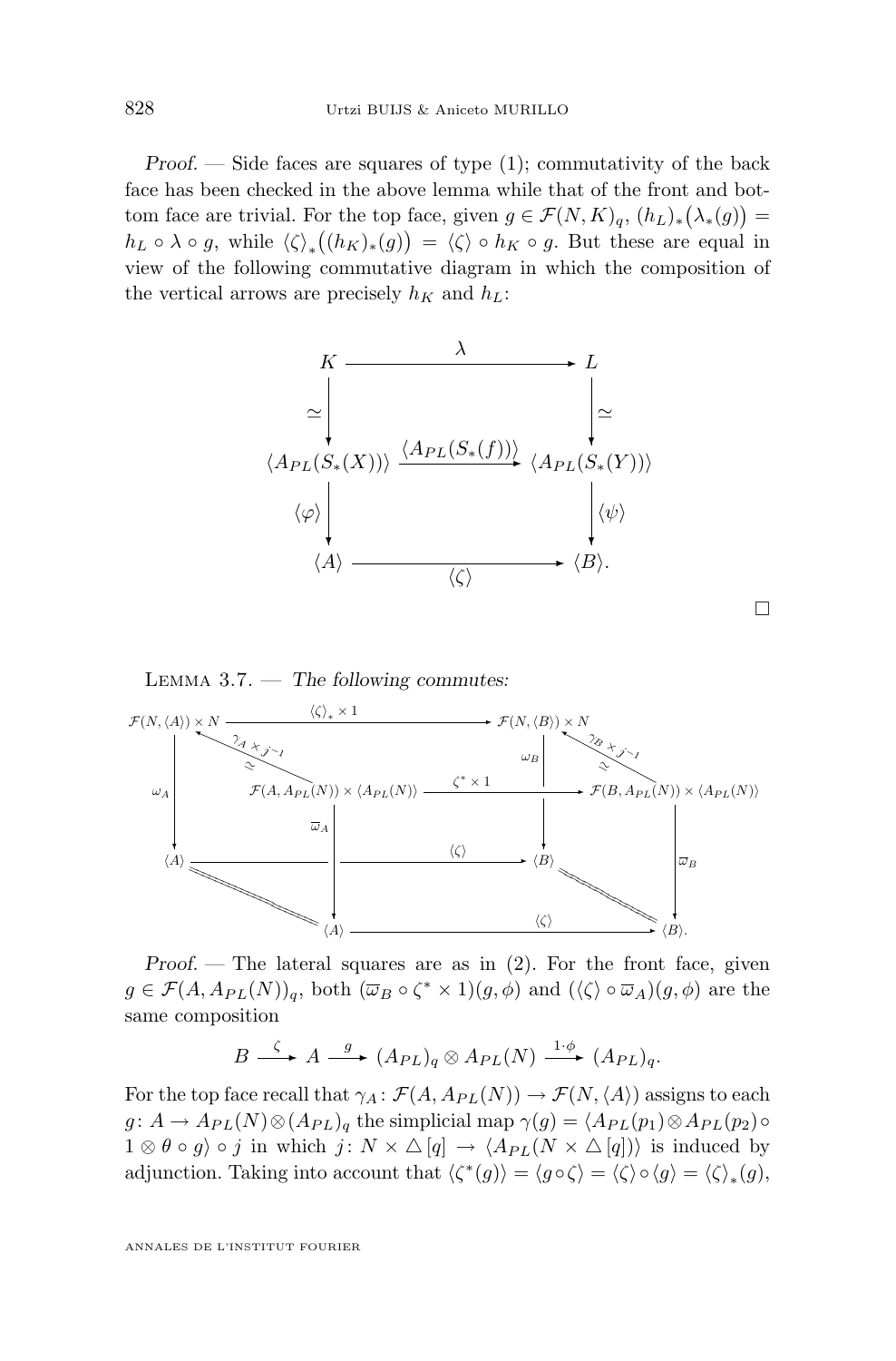*Proof.* — Side faces are squares of type (1); commutativity of the back face has been checked in the above lemma while that of the front and bottom face are trivial. For the top face, given $g \in \mathcal{F}(N,K)_q$, $(h_L)_*\big(\lambda_*(g)\big) = h_L \circ \lambda \circ g$, while $\langle\zeta\rangle_*\big((h_K)_*(g)\big) = \langle\zeta\rangle \circ h_K \circ g$. But these are equal in view of the following commutative diagram in which the composition of the vertical arrows are precisely $h_K$ and $h_L$:

$$
\begin{array}{ccc}
K & \xrightarrow{\quad\lambda\quad} & L \\
\Big\downarrow \simeq & & \Big\downarrow \simeq \\
\langle A_{PL}(S_*(X))\rangle & \xrightarrow{\langle A_{PL}(S_*(f))\rangle} & \langle A_{PL}(S_*(Y))\rangle \\
\Big\downarrow \langle\varphi\rangle & & \Big\downarrow \langle\psi\rangle \\
\langle A\rangle & \xrightarrow[\langle\zeta\rangle]{} & \langle B\rangle.
\end{array}
$$

□

Lemma 3.7. — *The following commutes:*

$$
\begin{array}{ccc}
\mathcal{F}(N,\langle A\rangle)\times N & \xrightarrow{\langle\zeta\rangle_*\times 1} & \mathcal{F}(N,\langle B\rangle)\times N \\
\uparrow{\scriptstyle \gamma_A\times j^{-1}}\ \simeq & & \uparrow{\scriptstyle \gamma_B\times j^{-1}}\ \simeq \\
\mathcal{F}(A,A_{PL}(N))\times\langle A_{PL}(N)\rangle & \xrightarrow{\zeta^*\times 1} & \mathcal{F}(B,A_{PL}(N))\times\langle A_{PL}(N)\rangle \\
\Big\downarrow \omega_A \qquad \Big\downarrow \overline{\omega}_A & & \Big\downarrow \omega_B \qquad \Big\downarrow \overline{\omega}_B \\
\langle A\rangle & \xrightarrow{\langle\zeta\rangle} & \langle B\rangle \\
\| & & \| \\
\langle A\rangle & \xrightarrow{\langle\zeta\rangle} & \langle B\rangle.
\end{array}
$$

*Proof.* — The lateral squares are as in (2). For the front face, given $g \in \mathcal{F}(A, A_{PL}(N))_q$, both $(\overline{\omega}_B \circ \zeta^* \times 1)(g,\phi)$ and $(\langle\zeta\rangle \circ \overline{\omega}_A)(g,\phi)$ are the same composition

$$B \xrightarrow{\ \zeta\ } A \xrightarrow{\ g\ } (A_{PL})_q \otimes A_{PL}(N) \xrightarrow{\ 1\cdot\phi\ } (A_{PL})_q.$$

For the top face recall that $\gamma_A\colon \mathcal{F}(A, A_{PL}(N)) \to \mathcal{F}(N,\langle A\rangle)$ assigns to each $g\colon A \to A_{PL}(N)\otimes(A_{PL})_q$ the simplicial map $\gamma(g) = \langle A_{PL}(p_1)\otimes A_{PL}(p_2)\circ 1\otimes\theta\circ g\rangle \circ j$ in which $j\colon N\times\triangle[q] \to \langle A_{PL}(N\times\triangle[q])\rangle$ is induced by adjunction. Taking into account that $\langle\zeta^*(g)\rangle = \langle g\circ\zeta\rangle = \langle\zeta\rangle\circ\langle g\rangle = \langle\zeta\rangle_*(g)$,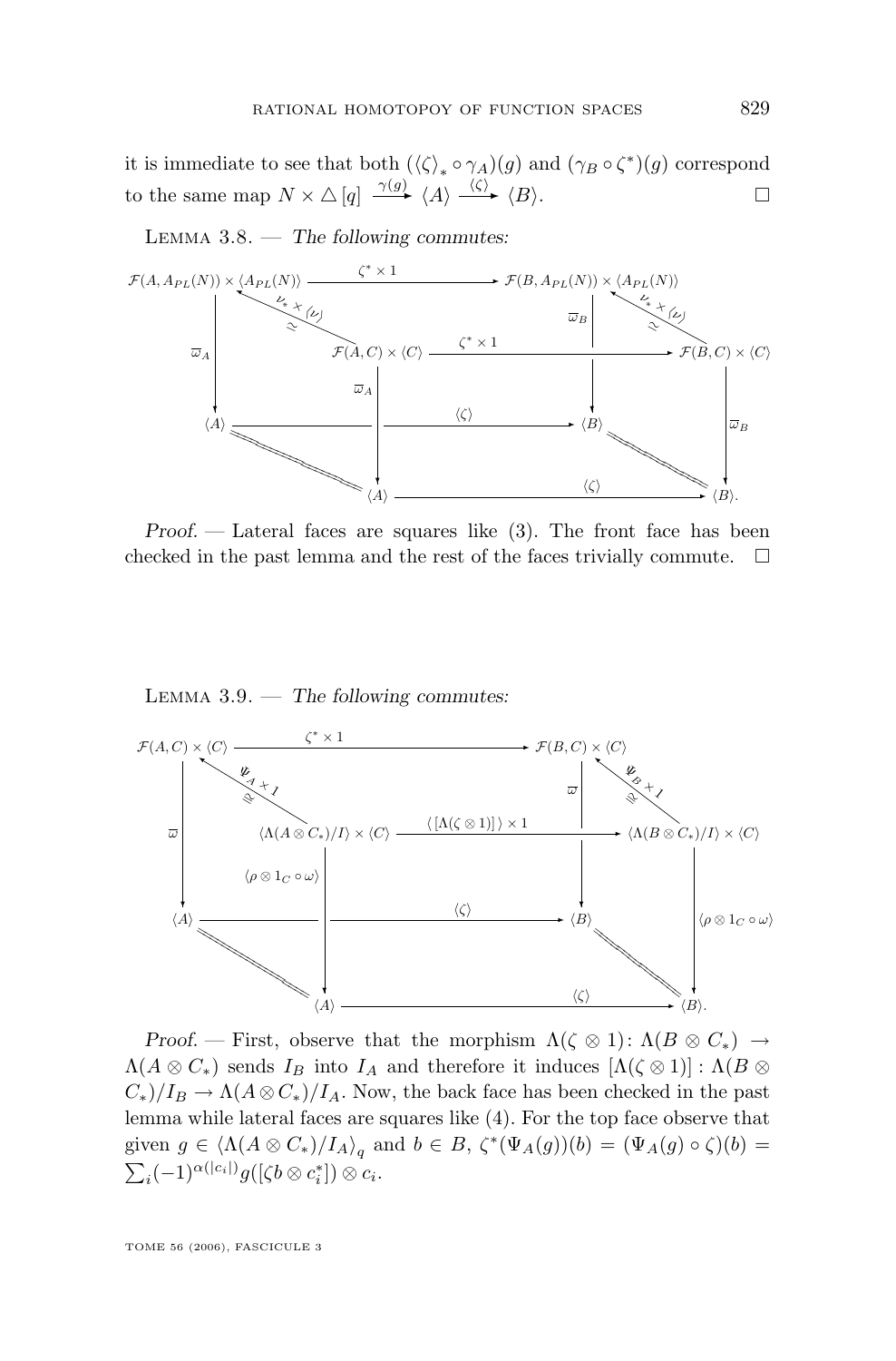it is immediate to see that both $(\langle\zeta\rangle_* \circ \gamma_A)(g)$ and $(\gamma_B \circ \zeta^*)(g)$ correspond to the same map $N \times \triangle[q] \xrightarrow{\gamma(g)} \langle A\rangle \xrightarrow{\langle\zeta\rangle} \langle B\rangle$. $\square$

Lemma 3.8. — *The following commutes:*

$$\begin{array}{ccccccc}
\mathcal{F}(A, A_{PL}(N)) \times \langle A_{PL}(N)\rangle & & \xrightarrow{\zeta^* \times 1} & & \mathcal{F}(B, A_{PL}(N)) \times \langle A_{PL}(N)\rangle & & \\
& \nwarrow^{\nu_* \times \langle\nu\rangle}_{\simeq} & & & & \nwarrow^{\nu_* \times \langle\nu\rangle}_{\simeq} & \\
\downarrow \overline{\omega}_A & & \mathcal{F}(A, C) \times \langle C\rangle & \xrightarrow{\zeta^* \times 1} & \downarrow \overline{\omega}_B & & \mathcal{F}(B, C) \times \langle C\rangle \\
& & \downarrow \overline{\omega}_A & & & & \downarrow \overline{\omega}_B \\
\langle A\rangle & & \xrightarrow{\langle\zeta\rangle} & & \langle B\rangle & & \\
& = & & & & = & \\
& & \langle A\rangle & \xrightarrow{\langle\zeta\rangle} & & & \langle B\rangle.
\end{array}$$

*Proof.* — Lateral faces are squares like (3). The front face has been checked in the past lemma and the rest of the faces trivially commute. $\square$

Lemma 3.9. — *The following commutes:*

$$\begin{array}{ccccccc}
\mathcal{F}(A, C) \times \langle C\rangle & & \xrightarrow{\zeta^* \times 1} & & \mathcal{F}(B, C) \times \langle C\rangle & & \\
& \nwarrow^{\Psi_A \times 1}_{\cong} & & & & \nwarrow^{\Psi_B \times 1}_{\cong} & \\
\downarrow \overline{\omega} & & \langle \Lambda(A \otimes C_*)/I\rangle \times \langle C\rangle & \xrightarrow{\langle [\Lambda(\zeta \otimes 1)]\rangle \times 1} & \downarrow \overline{\omega} & & \langle \Lambda(B \otimes C_*)/I\rangle \times \langle C\rangle \\
& & \downarrow \langle \rho \otimes 1_C \circ \omega\rangle & & & & \downarrow \langle \rho \otimes 1_C \circ \omega\rangle \\
\langle A\rangle & & \xrightarrow{\langle\zeta\rangle} & & \langle B\rangle & & \\
& = & & & & = & \\
& & \langle A\rangle & \xrightarrow{\langle\zeta\rangle} & & & \langle B\rangle.
\end{array}$$

*Proof.* — First, observe that the morphism $\Lambda(\zeta \otimes 1)\colon \Lambda(B \otimes C_*) \to \Lambda(A \otimes C_*)$ sends $I_B$ into $I_A$ and therefore it induces $[\Lambda(\zeta \otimes 1)]\colon \Lambda(B \otimes C_*)/I_B \to \Lambda(A \otimes C_*)/I_A$. Now, the back face has been checked in the past lemma while lateral faces are squares like (4). For the top face observe that given $g \in \langle \Lambda(A \otimes C_*)/I_A\rangle_q$ and $b \in B$, $\zeta^*(\Psi_A(g))(b) = (\Psi_A(g) \circ \zeta)(b) = \sum_i (-1)^{\alpha(|c_i|)} g([\zeta b \otimes c_i^*]) \otimes c_i$.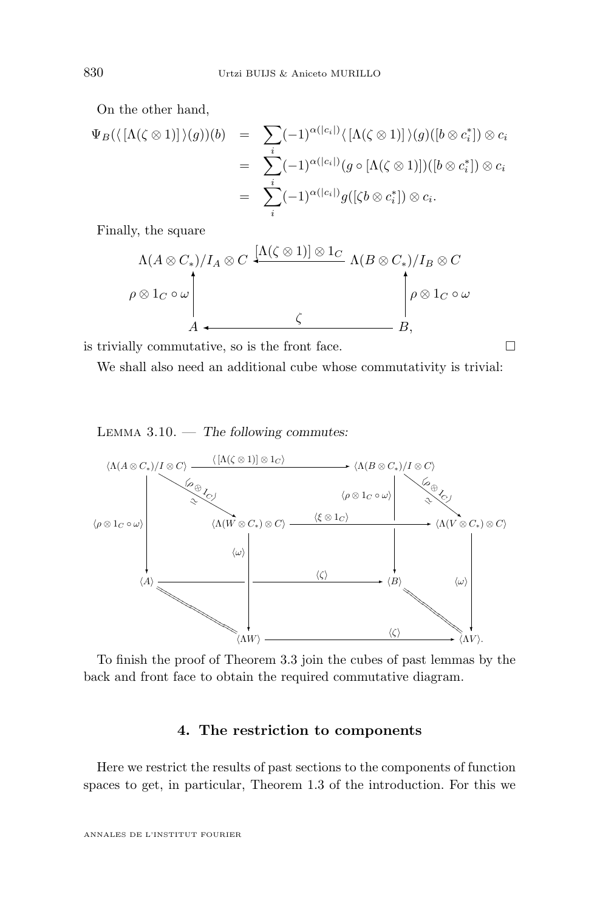On the other hand,

$$\begin{aligned}
\Psi_B(\langle\,[\Lambda(\zeta\otimes 1)]\,\rangle(g))(b) &= \sum_i (-1)^{\alpha(|c_i|)}\langle\,[\Lambda(\zeta\otimes 1)]\,\rangle(g)([b\otimes c_i^*])\otimes c_i \\
&= \sum_i (-1)^{\alpha(|c_i|)}(g\circ[\Lambda(\zeta\otimes 1)])([b\otimes c_i^*])\otimes c_i \\
&= \sum_i (-1)^{\alpha(|c_i|)} g([\zeta b\otimes c_i^*])\otimes c_i.
\end{aligned}$$

Finally, the square

$$\begin{array}{ccc}
\Lambda(A\otimes C_*)/I_A\otimes C & \xleftarrow{[\Lambda(\zeta\otimes 1)]\otimes 1_C} & \Lambda(B\otimes C_*)/I_B\otimes C \\
\uparrow{\scriptstyle \rho\otimes 1_C\circ\omega} & & \uparrow{\scriptstyle \rho\otimes 1_C\circ\omega} \\
A & \xleftarrow{\quad\zeta\quad} & B,
\end{array}$$

is trivially commutative, so is the front face. $\square$

We shall also need an additional cube whose commutativity is trivial:

Lemma 3.10. — *The following commutes:*

$$\begin{array}{ccccccc}
\langle\Lambda(A\otimes C_*)/I\otimes C\rangle & & \xrightarrow{\langle[\Lambda(\zeta\otimes 1)]\otimes 1_C\rangle} & & \langle\Lambda(B\otimes C_*)/I\otimes C\rangle & & \\
& \searrow{\scriptstyle \langle\rho\otimes 1_C\rangle}^{\simeq} & & & & \searrow{\scriptstyle \langle\rho\otimes 1_C\rangle}^{\simeq} & \\
\downarrow{\scriptstyle\langle\rho\otimes 1_C\circ\omega\rangle} & & \langle\Lambda(W\otimes C_*)\otimes C\rangle & \xrightarrow{\langle\xi\otimes 1_C\rangle} & \downarrow{\scriptstyle\langle\rho\otimes 1_C\circ\omega\rangle} & & \langle\Lambda(V\otimes C_*)\otimes C\rangle \\
& & \downarrow{\scriptstyle\langle\omega\rangle} & & & & \downarrow{\scriptstyle\langle\omega\rangle} \\
\langle A\rangle & & \xrightarrow{\langle\zeta\rangle} & & \langle B\rangle & & \\
& \searrow{=} & & & & \searrow{=} & \\
& & \langle\Lambda W\rangle & \xrightarrow{\langle\zeta\rangle} & & & \langle\Lambda V\rangle.
\end{array}$$

To finish the proof of Theorem 3.3 join the cubes of past lemmas by the back and front face to obtain the required commutative diagram.

## 4. The restriction to components

Here we restrict the results of past sections to the components of function spaces to get, in particular, Theorem 1.3 of the introduction. For this we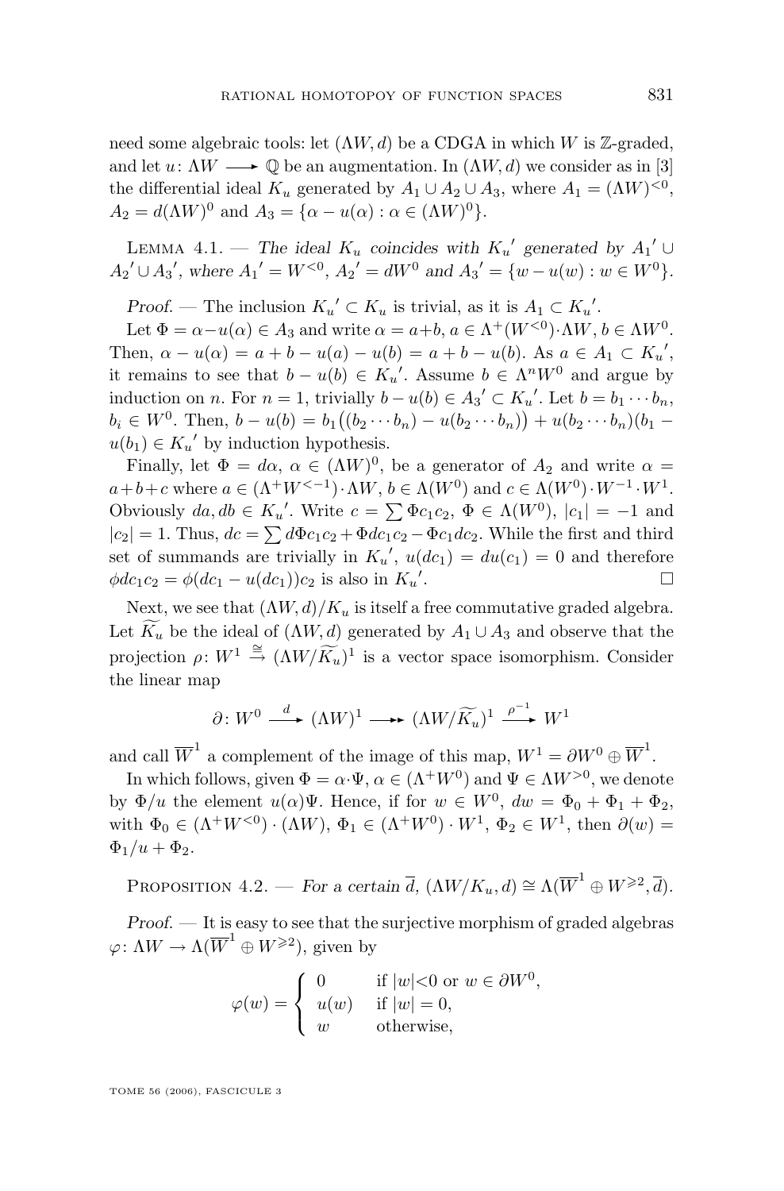need some algebraic tools: let $(\Lambda W, d)$ be a CDGA in which $W$ is $\mathbb{Z}$-graded, and let $u\colon \Lambda W \longrightarrow \mathbb{Q}$ be an augmentation. In $(\Lambda W, d)$ we consider as in [3] the differential ideal $K_u$ generated by $A_1 \cup A_2 \cup A_3$, where $A_1 = (\Lambda W)^{<0}$, $A_2 = d(\Lambda W)^0$ and $A_3 = \{\alpha - u(\alpha) : \alpha \in (\Lambda W)^0\}$.

Lemma 4.1. — *The ideal $K_u$ coincides with ${K_u}'$ generated by ${A_1}' \cup {A_2}' \cup {A_3}'$, where ${A_1}' = W^{<0}$, ${A_2}' = dW^0$ and ${A_3}' = \{w - u(w) : w \in W^0\}$.*

*Proof.* — The inclusion ${K_u}' \subset K_u$ is trivial, as it is $A_1 \subset {K_u}'$.

Let $\Phi = \alpha - u(\alpha) \in A_3$ and write $\alpha = a + b$, $a \in \Lambda^+(W^{<0}) \cdot \Lambda W$, $b \in \Lambda W^0$. Then, $\alpha - u(\alpha) = a + b - u(a) - u(b) = a + b - u(b)$. As $a \in A_1 \subset {K_u}'$, it remains to see that $b - u(b) \in {K_u}'$. Assume $b \in \Lambda^n W^0$ and argue by induction on $n$. For $n = 1$, trivially $b - u(b) \in {A_3}' \subset {K_u}'$. Let $b = b_1 \cdots b_n$, $b_i \in W^0$. Then, $b - u(b) = b_1\big((b_2 \cdots b_n) - u(b_2 \cdots b_n)\big) + u(b_2 \cdots b_n)(b_1 - u(b_1) \in {K_u}'$ by induction hypothesis.

Finally, let $\Phi = d\alpha$, $\alpha \in (\Lambda W)^0$, be a generator of $A_2$ and write $\alpha = a + b + c$ where $a \in (\Lambda^+ W^{<-1}) \cdot \Lambda W$, $b \in \Lambda(W^0)$ and $c \in \Lambda(W^0) \cdot W^{-1} \cdot W^1$. Obviously $da, db \in {K_u}'$. Write $c = \sum \Phi c_1 c_2$, $\Phi \in \Lambda(W^0)$, $|c_1| = -1$ and $|c_2| = 1$. Thus, $dc = \sum d\Phi c_1 c_2 + \Phi dc_1 c_2 - \Phi c_1 dc_2$. While the first and third set of summands are trivially in ${K_u}'$, $u(dc_1) = du(c_1) = 0$ and therefore $\phi dc_1 c_2 = \phi(dc_1 - u(dc_1))c_2$ is also in ${K_u}'$. $\square$

Next, we see that $(\Lambda W, d)/K_u$ is itself a free commutative graded algebra. Let $\widetilde{K_u}$ be the ideal of $(\Lambda W, d)$ generated by $A_1 \cup A_3$ and observe that the projection $\rho\colon W^1 \xrightarrow{\cong} (\Lambda W/\widetilde{K_u})^1$ is a vector space isomorphism. Consider the linear map

$$\partial\colon W^0 \xrightarrow{\ d\ } (\Lambda W)^1 \longrightarrow (\Lambda W/\widetilde{K_u})^1 \xrightarrow{\ \rho^{-1}\ } W^1$$

and call $\overline{W}^1$ a complement of the image of this map, $W^1 = \partial W^0 \oplus \overline{W}^1$.

In which follows, given $\Phi = \alpha \cdot \Psi$, $\alpha \in (\Lambda^+ W^0)$ and $\Psi \in \Lambda W^{>0}$, we denote by $\Phi/u$ the element $u(\alpha)\Psi$. Hence, if for $w \in W^0$, $dw = \Phi_0 + \Phi_1 + \Phi_2$, with $\Phi_0 \in (\Lambda^+ W^{<0}) \cdot (\Lambda W)$, $\Phi_1 \in (\Lambda^+ W^0) \cdot W^1$, $\Phi_2 \in W^1$, then $\partial(w) = \Phi_1/u + \Phi_2$.

Proposition 4.2. — *For a certain $\overline{d}$, $(\Lambda W/K_u, d) \cong \Lambda(\overline{W}^1 \oplus W^{\geqslant 2}, \overline{d})$.*

*Proof.* — It is easy to see that the surjective morphism of graded algebras $\varphi\colon \Lambda W \to \Lambda(\overline{W}^1 \oplus W^{\geqslant 2})$, given by

$$\varphi(w) = \begin{cases} 0 & \text{if } |w|<0 \text{ or } w \in \partial W^0, \\ u(w) & \text{if } |w| = 0, \\ w & \text{otherwise,} \end{cases}$$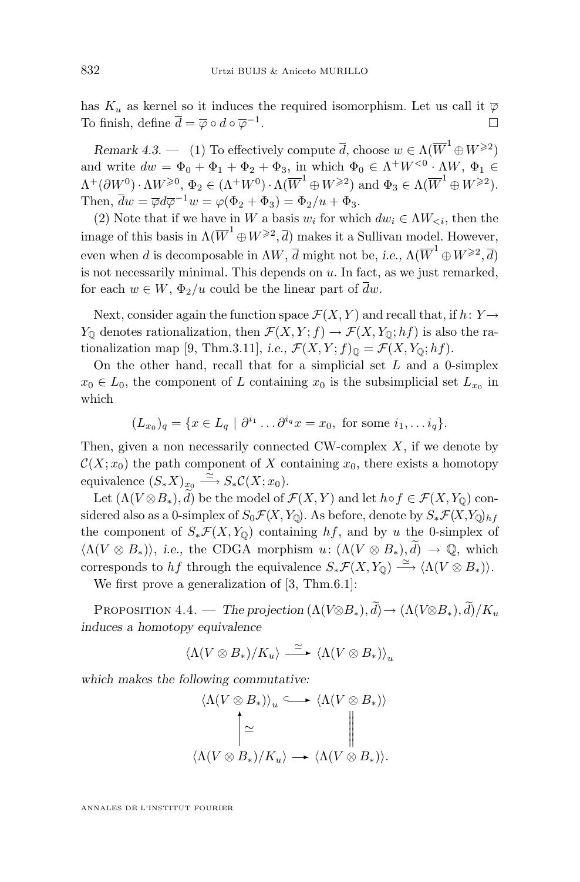has $K_u$ as kernel so it induces the required isomorphism. Let us call it $\overline{\varphi}$ To finish, define $\overline{d} = \overline{\varphi} \circ d \circ \overline{\varphi}^{-1}$. □

*Remark 4.3.* — (1) To effectively compute $\overline{d}$, choose $w \in \Lambda(\overline{W}^1 \oplus W^{\geqslant 2})$ and write $dw = \Phi_0 + \Phi_1 + \Phi_2 + \Phi_3$, in which $\Phi_0 \in \Lambda^+ W^{<0} \cdot \Lambda W$, $\Phi_1 \in \Lambda^+(\partial W^0) \cdot \Lambda W^{\geqslant 0}$, $\Phi_2 \in (\Lambda^+ W^0) \cdot \Lambda(\overline{W}^1 \oplus W^{\geqslant 2})$ and $\Phi_3 \in \Lambda(\overline{W}^1 \oplus W^{\geqslant 2})$. Then, $\overline{d}w = \overline{\varphi} d \overline{\varphi}^{-1} w = \varphi(\Phi_2 + \Phi_3) = \Phi_2/u + \Phi_3$.

(2) Note that if we have in $W$ a basis $w_i$ for which $dw_i \in \Lambda W_{<i}$, then the image of this basis in $\Lambda(\overline{W}^1 \oplus W^{\geqslant 2}, \overline{d})$ makes it a Sullivan model. However, even when $d$ is decomposable in $\Lambda W$, $\overline{d}$ might not be, *i.e.,* $\Lambda(\overline{W}^1 \oplus W^{\geqslant 2}, \overline{d})$ is not necessarily minimal. This depends on $u$. In fact, as we just remarked, for each $w \in W$, $\Phi_2/u$ could be the linear part of $\overline{d}w$.

Next, consider again the function space $\mathcal{F}(X, Y)$ and recall that, if $h\colon Y \to Y_{\mathbb{Q}}$ denotes rationalization, then $\mathcal{F}(X, Y; f) \to \mathcal{F}(X, Y_{\mathbb{Q}}; hf)$ is also the rationalization map [9, Thm.3.11], *i.e.,* $\mathcal{F}(X, Y; f)_{\mathbb{Q}} = \mathcal{F}(X, Y_{\mathbb{Q}}; hf)$.

On the other hand, recall that for a simplicial set $L$ and a 0-simplex $x_0 \in L_0$, the component of $L$ containing $x_0$ is the subsimplicial set $L_{x_0}$ in which

$$(L_{x_0})_q = \{x \in L_q \mid \partial^{i_1} \dots \partial^{i_q} x = x_0, \text{ for some } i_1, \dots i_q\}.$$

Then, given a non necessarily connected CW-complex $X$, if we denote by $\mathcal{C}(X; x_0)$ the path component of $X$ containing $x_0$, there exists a homotopy equivalence $(S_*X)_{x_0} \xrightarrow{\simeq} S_*\mathcal{C}(X; x_0)$.

Let $(\Lambda(V \otimes B_*), \widetilde{d})$ be the model of $\mathcal{F}(X, Y)$ and let $h \circ f \in \mathcal{F}(X, Y_{\mathbb{Q}})$ considered also as a 0-simplex of $S_0\mathcal{F}(X, Y_{\mathbb{Q}})$. As before, denote by $S_*\mathcal{F}(X, Y_{\mathbb{Q}})_{hf}$ the component of $S_*\mathcal{F}(X, Y_{\mathbb{Q}})$ containing $hf$, and by $u$ the 0-simplex of $\langle \Lambda(V \otimes B_*) \rangle$, *i.e.,* the CDGA morphism $u\colon (\Lambda(V \otimes B_*), \widetilde{d}) \to \mathbb{Q}$, which corresponds to $hf$ through the equivalence $S_*\mathcal{F}(X, Y_{\mathbb{Q}}) \xrightarrow{\simeq} \langle \Lambda(V \otimes B_*) \rangle$.

We first prove a generalization of [3, Thm.6.1]:

**Proposition 4.4.** — *The projection $(\Lambda(V \otimes B_*), \widetilde{d}) \to (\Lambda(V \otimes B_*), \widetilde{d})/K_u$ induces a homotopy equivalence*

$$\langle \Lambda(V \otimes B_*)/K_u \rangle \xrightarrow{\simeq} \langle \Lambda(V \otimes B_*) \rangle_u$$

*which makes the following commutative:*

$$\begin{array}{ccc} \langle \Lambda(V \otimes B_*) \rangle_u & \hookrightarrow & \langle \Lambda(V \otimes B_*) \rangle \\ \uparrow \simeq & & \| \\ \langle \Lambda(V \otimes B_*)/K_u \rangle & \longrightarrow & \langle \Lambda(V \otimes B_*) \rangle. \end{array}$$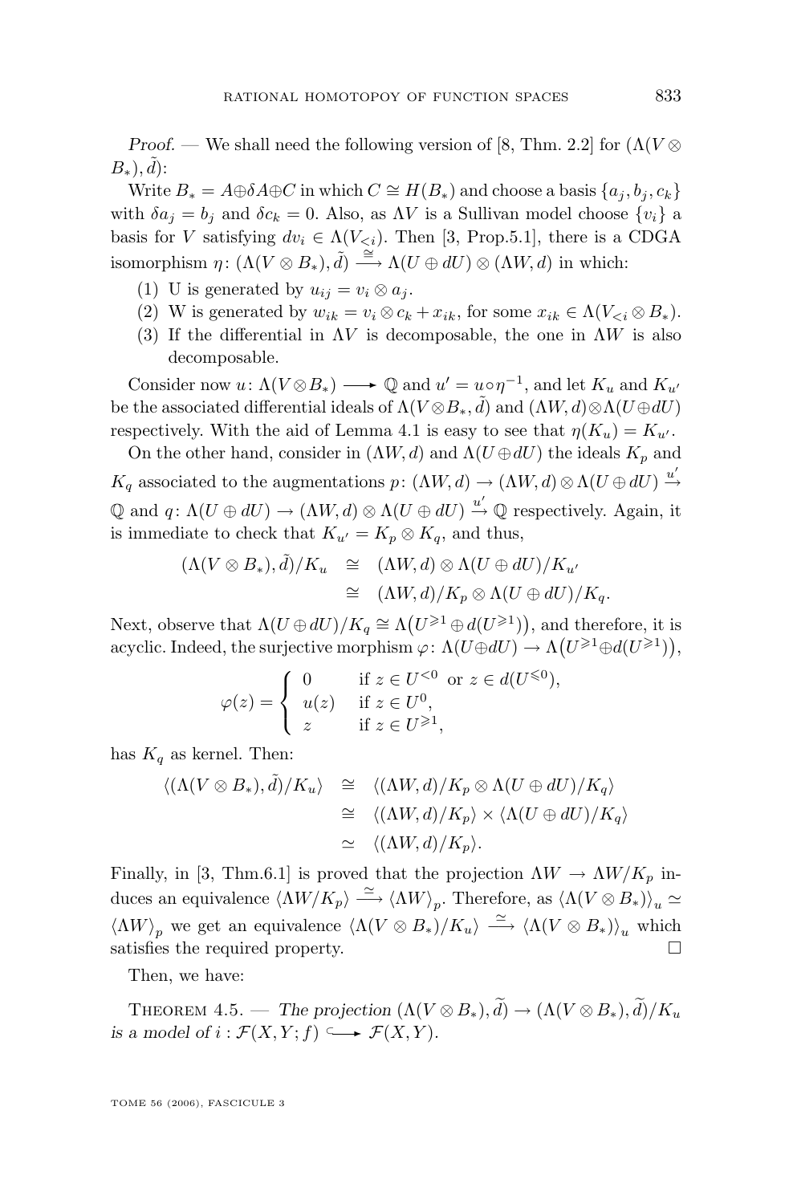*Proof.* — We shall need the following version of [8, Thm. 2.2] for $(\Lambda(V \otimes B_*), \tilde{d})$:

Write $B_* = A \oplus \delta A \oplus C$ in which $C \cong H(B_*)$ and choose a basis $\{a_j, b_j, c_k\}$ with $\delta a_j = b_j$ and $\delta c_k = 0$. Also, as $\Lambda V$ is a Sullivan model choose $\{v_i\}$ a basis for $V$ satisfying $dv_i \in \Lambda(V_{<i})$. Then [3, Prop.5.1], there is a CDGA isomorphism $\eta \colon (\Lambda(V \otimes B_*), \tilde{d}) \xrightarrow{\cong} \Lambda(U \oplus dU) \otimes (\Lambda W, d)$ in which:

(1) U is generated by $u_{ij} = v_i \otimes a_j$.

(2) W is generated by $w_{ik} = v_i \otimes c_k + x_{ik}$, for some $x_{ik} \in \Lambda(V_{<i} \otimes B_*)$.

(3) If the differential in $\Lambda V$ is decomposable, the one in $\Lambda W$ is also decomposable.

Consider now $u \colon \Lambda(V \otimes B_*) \longrightarrow \mathbb{Q}$ and $u' = u \circ \eta^{-1}$, and let $K_u$ and $K_{u'}$ be the associated differential ideals of $\Lambda(V \otimes B_*, \tilde{d})$ and $(\Lambda W, d) \otimes \Lambda(U \oplus dU)$ respectively. With the aid of Lemma 4.1 is easy to see that $\eta(K_u) = K_{u'}$.

On the other hand, consider in $(\Lambda W, d)$ and $\Lambda(U \oplus dU)$ the ideals $K_p$ and $K_q$ associated to the augmentations $p \colon (\Lambda W, d) \to (\Lambda W, d) \otimes \Lambda(U \oplus dU) \xrightarrow{u'} \mathbb{Q}$ and $q \colon \Lambda(U \oplus dU) \to (\Lambda W, d) \otimes \Lambda(U \oplus dU) \xrightarrow{u'} \mathbb{Q}$ respectively. Again, it is immediate to check that $K_{u'} = K_p \otimes K_q$, and thus,

$$
\begin{aligned}
(\Lambda(V \otimes B_*), \tilde{d})/K_u &\cong (\Lambda W, d) \otimes \Lambda(U \oplus dU)/K_{u'} \\
&\cong (\Lambda W, d)/K_p \otimes \Lambda(U \oplus dU)/K_q.
\end{aligned}
$$

Next, observe that $\Lambda(U \oplus dU)/K_q \cong \Lambda\big(U^{\geqslant 1} \oplus d(U^{\geqslant 1})\big)$, and therefore, it is acyclic. Indeed, the surjective morphism $\varphi \colon \Lambda(U \oplus dU) \to \Lambda\big(U^{\geqslant 1} \oplus d(U^{\geqslant 1})\big)$,

$$
\varphi(z) = \begin{cases} 0 & \text{if } z \in U^{<0} \ \text{ or } z \in d(U^{\leqslant 0}), \\ u(z) & \text{if } z \in U^0, \\ z & \text{if } z \in U^{\geqslant 1}, \end{cases}
$$

has $K_q$ as kernel. Then:

$$
\begin{aligned}
\langle (\Lambda(V \otimes B_*), \tilde{d})/K_u \rangle &\cong \langle (\Lambda W, d)/K_p \otimes \Lambda(U \oplus dU)/K_q \rangle \\
&\cong \langle (\Lambda W, d)/K_p \rangle \times \langle \Lambda(U \oplus dU)/K_q \rangle \\
&\simeq \langle (\Lambda W, d)/K_p \rangle.
\end{aligned}
$$

Finally, in [3, Thm.6.1] is proved that the projection $\Lambda W \to \Lambda W/K_p$ induces an equivalence $\langle \Lambda W/K_p \rangle \xrightarrow{\simeq} \langle \Lambda W \rangle_p$. Therefore, as $\langle \Lambda(V \otimes B_*) \rangle_u \simeq \langle \Lambda W \rangle_p$ we get an equivalence $\langle \Lambda(V \otimes B_*)/K_u \rangle \xrightarrow{\simeq} \langle \Lambda(V \otimes B_*) \rangle_u$ which satisfies the required property. $\square$

Then, we have:

THEOREM 4.5. — *The projection* $(\Lambda(V \otimes B_*), \widetilde{d}) \to (\Lambda(V \otimes B_*), \widetilde{d})/K_u$ *is a model of* $i : \mathcal{F}(X, Y; f) \hookrightarrow \mathcal{F}(X, Y)$.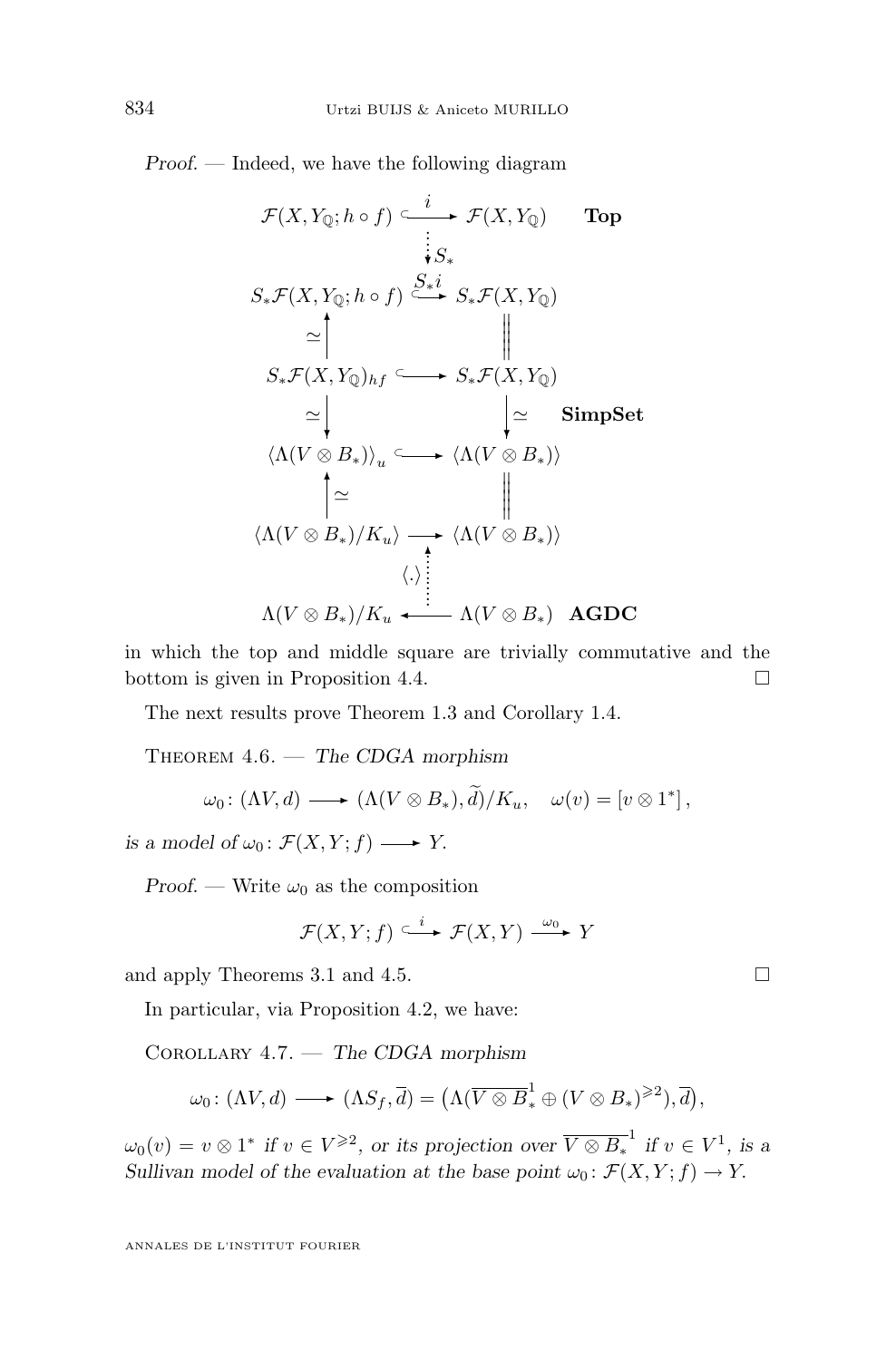*Proof.* — Indeed, we have the following diagram

$$\begin{array}{ccc}
\mathcal{F}(X,Y_{\mathbb{Q}};h\circ f) & \xhookrightarrow{\ i\ } & \mathcal{F}(X,Y_{\mathbb{Q}}) \qquad \textbf{Top} \\
 & & \vdots\, S_* \\
S_*\mathcal{F}(X,Y_{\mathbb{Q}};h\circ f) & \xhookrightarrow{\ S_* i\ } & S_*\mathcal{F}(X,Y_{\mathbb{Q}}) \\
\uparrow \simeq & & \| \\
S_*\mathcal{F}(X,Y_{\mathbb{Q}})_{hf} & \hookrightarrow & S_*\mathcal{F}(X,Y_{\mathbb{Q}}) \\
\downarrow \simeq & & \downarrow \simeq \qquad \textbf{SimpSet} \\
\langle \Lambda(V\otimes B_*)\rangle_u & \hookrightarrow & \langle \Lambda(V\otimes B_*)\rangle \\
\uparrow \simeq & & \| \\
\langle \Lambda(V\otimes B_*)/K_u\rangle & \longrightarrow & \langle \Lambda(V\otimes B_*)\rangle \\
 & & \vdots\, \langle . \rangle \\
\Lambda(V\otimes B_*)/K_u & \longleftarrow & \Lambda(V\otimes B_*) \quad \textbf{AGDC}
\end{array}$$

in which the top and middle square are trivially commutative and the bottom is given in Proposition 4.4. □

The next results prove Theorem 1.3 and Corollary 1.4.

Theorem 4.6. — *The CDGA morphism*

$$\omega_0\colon (\Lambda V,d) \longrightarrow (\Lambda(V\otimes B_*),\widetilde{d})/K_u, \quad \omega(v)=[v\otimes 1^*],$$

*is a model of* $\omega_0\colon \mathcal{F}(X,Y;f)\longrightarrow Y$.

*Proof.* — Write $\omega_0$ as the composition

$$\mathcal{F}(X,Y;f) \xhookrightarrow{\ i\ } \mathcal{F}(X,Y) \xrightarrow{\ \omega_0\ } Y$$

and apply Theorems 3.1 and 4.5. □

In particular, via Proposition 4.2, we have:

Corollary 4.7. — *The CDGA morphism*

$$\omega_0\colon (\Lambda V,d) \longrightarrow (\Lambda S_f,\overline{d}) = \big(\Lambda(\overline{V\otimes B}_*^{1}\oplus (V\otimes B_*)^{\geqslant 2}),\overline{d}\big),$$

$\omega_0(v)=v\otimes 1^*$ *if* $v\in V^{\geqslant 2}$*, or its projection over* $\overline{V\otimes B_*}^{1}$ *if* $v\in V^1$*, is a Sullivan model of the evaluation at the base point* $\omega_0\colon \mathcal{F}(X,Y;f)\to Y$.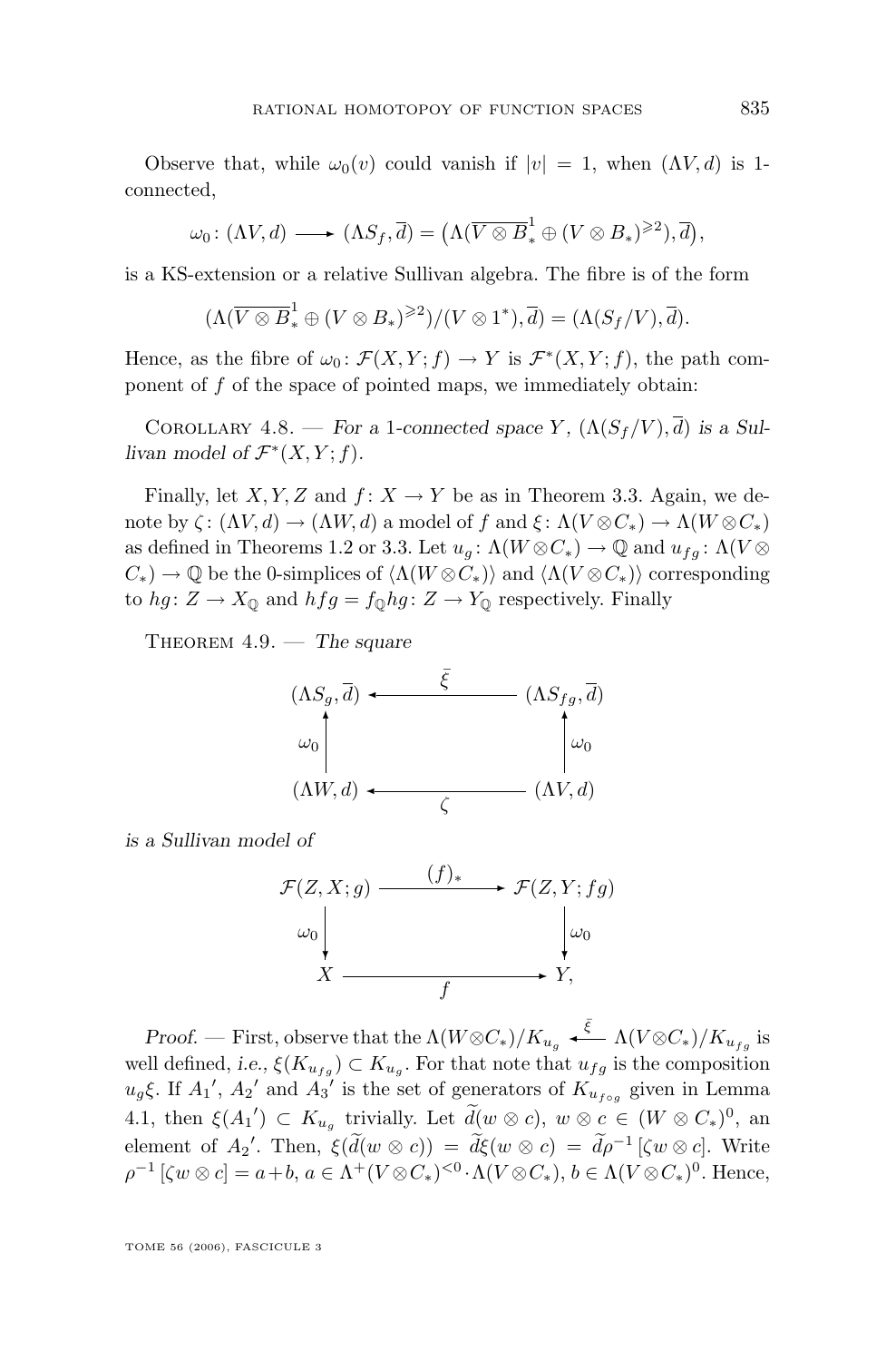Observe that, while $\omega_0(v)$ could vanish if $|v| = 1$, when $(\Lambda V, d)$ is 1-connected,

$$\omega_0 \colon (\Lambda V, d) \longrightarrow (\Lambda S_f, \overline{d}) = \big(\Lambda(\overline{V \otimes B}_*^1 \oplus (V \otimes B_*)^{\geqslant 2}), \overline{d}\big),$$

is a KS-extension or a relative Sullivan algebra. The fibre is of the form

$$(\Lambda(\overline{V \otimes B}_*^1 \oplus (V \otimes B_*)^{\geqslant 2})/(V \otimes 1^*), \overline{d}) = (\Lambda(S_f/V), \overline{d}).$$

Hence, as the fibre of $\omega_0 \colon \mathcal{F}(X, Y; f) \to Y$ is $\mathcal{F}^*(X, Y; f)$, the path component of $f$ of the space of pointed maps, we immediately obtain:

Corollary 4.8. — *For a 1-connected space $Y$, $(\Lambda(S_f/V), \overline{d})$ is a Sullivan model of $\mathcal{F}^*(X, Y; f)$.*

Finally, let $X, Y, Z$ and $f \colon X \to Y$ be as in Theorem 3.3. Again, we denote by $\zeta \colon (\Lambda V, d) \to (\Lambda W, d)$ a model of $f$ and $\xi \colon \Lambda(V \otimes C_*) \to \Lambda(W \otimes C_*)$ as defined in Theorems 1.2 or 3.3. Let $u_g \colon \Lambda(W \otimes C_*) \to \mathbb{Q}$ and $u_{fg} \colon \Lambda(V \otimes C_*) \to \mathbb{Q}$ be the 0-simplices of $\langle \Lambda(W \otimes C_*) \rangle$ and $\langle \Lambda(V \otimes C_*) \rangle$ corresponding to $hg \colon Z \to X_\mathbb{Q}$ and $hfg = f_\mathbb{Q} hg \colon Z \to Y_\mathbb{Q}$ respectively. Finally

Theorem 4.9. — *The square*

$$\begin{array}{ccc}
(\Lambda S_g, \overline{d}) & \xleftarrow{\ \bar{\xi}\ } & (\Lambda S_{fg}, \overline{d}) \\
\uparrow{\scriptstyle \omega_0} & & \uparrow{\scriptstyle \omega_0} \\
(\Lambda W, d) & \xleftarrow[\ \zeta\ ]{} & (\Lambda V, d)
\end{array}$$

*is a Sullivan model of*

$$\begin{array}{ccc}
\mathcal{F}(Z, X; g) & \xrightarrow{\ (f)_*\ } & \mathcal{F}(Z, Y; fg) \\
\downarrow{\scriptstyle \omega_0} & & \downarrow{\scriptstyle \omega_0} \\
X & \xrightarrow[\ f\ ]{} & Y,
\end{array}$$

*Proof.* — First, observe that the $\Lambda(W \otimes C_*)/K_{u_g} \xleftarrow{\bar{\xi}} \Lambda(V \otimes C_*)/K_{u_{fg}}$ is well defined, *i.e.*, $\xi(K_{u_{fg}}) \subset K_{u_g}$. For that note that $u_{fg}$ is the composition $u_g \xi$. If $A_1'$, $A_2'$ and $A_3'$ is the set of generators of $K_{u_{f \circ g}}$ given in Lemma 4.1, then $\xi(A_1') \subset K_{u_g}$ trivially. Let $\widetilde{d}(w \otimes c)$, $w \otimes c \in (W \otimes C_*)^0$, an element of $A_2'$. Then, $\xi(\widetilde{d}(w \otimes c)) = \widetilde{d}\xi(w \otimes c) = \widetilde{d}\rho^{-1}[\zeta w \otimes c]$. Write $\rho^{-1}[\zeta w \otimes c] = a + b$, $a \in \Lambda^+(V \otimes C_*)^{<0} \cdot \Lambda(V \otimes C_*)$, $b \in \Lambda(V \otimes C_*)^0$. Hence,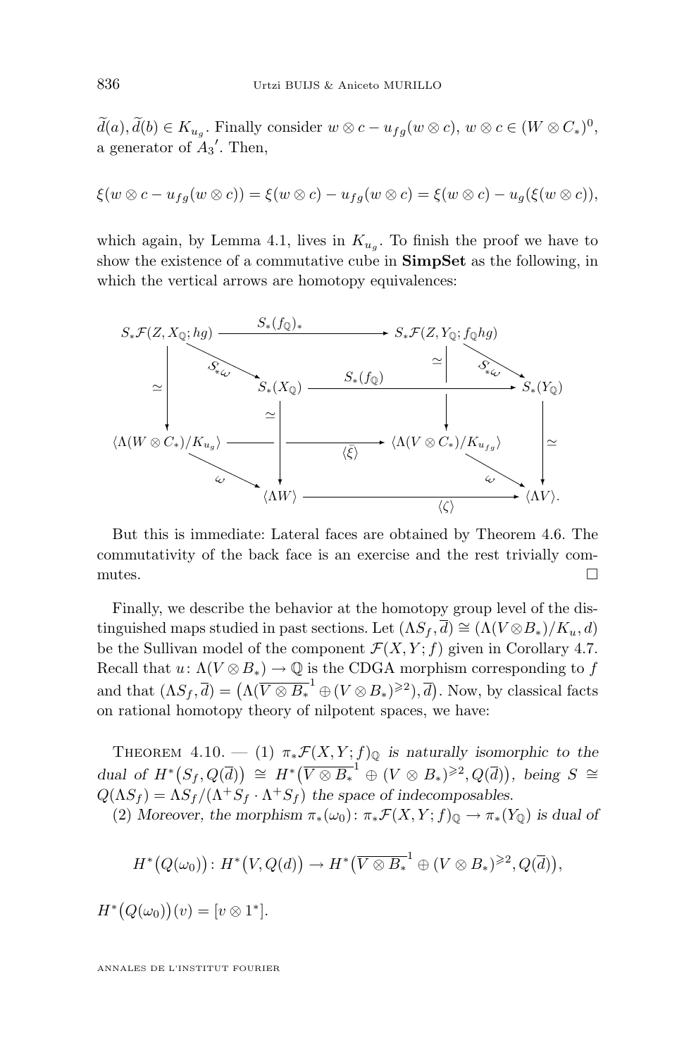$\widetilde{d}(a), \widetilde{d}(b) \in K_{u_g}$. Finally consider $w \otimes c - u_{fg}(w \otimes c)$, $w \otimes c \in (W \otimes C_*)^0$, a generator of $A_3{}'$. Then,

$$\xi(w \otimes c - u_{fg}(w \otimes c)) = \xi(w \otimes c) - u_{fg}(w \otimes c) = \xi(w \otimes c) - u_g(\xi(w \otimes c)),$$

which again, by Lemma 4.1, lives in $K_{u_g}$. To finish the proof we have to show the existence of a commutative cube in **SimpSet** as the following, in which the vertical arrows are homotopy equivalences:

$$\begin{array}{ccccccc}
S_*\mathcal{F}(Z, X_{\mathbb{Q}}; hg) & & \xrightarrow{\quad S_*(f_{\mathbb{Q}})_* \quad} & & S_*\mathcal{F}(Z, Y_{\mathbb{Q}}; f_{\mathbb{Q}}hg) & & \\
& \searrow^{S_*\omega} & & & & \searrow^{S_*\omega} & \\
\downarrow \simeq & & S_*(X_{\mathbb{Q}}) & \xrightarrow{\quad S_*(f_{\mathbb{Q}}) \quad} & \downarrow \simeq & & S_*(Y_{\mathbb{Q}}) \\
& & \downarrow \simeq & & & & \downarrow \simeq \\
\langle \Lambda(W \otimes C_*)/K_{u_g} \rangle & & \xrightarrow{\quad \langle \bar{\xi} \rangle \quad} & & \langle \Lambda(V \otimes C_*)/K_{u_{fg}} \rangle & & \\
& \searrow^{\omega} & & & & \searrow^{\omega} & \\
& & \langle \Lambda W \rangle & \xrightarrow{\quad \langle \zeta \rangle \quad} & & & \langle \Lambda V \rangle.
\end{array}$$

But this is immediate: Lateral faces are obtained by Theorem 4.6. The commutativity of the back face is an exercise and the rest trivially commutes. $\square$

Finally, we describe the behavior at the homotopy group level of the distinguished maps studied in past sections. Let $(\Lambda S_f, \overline{d}) \cong (\Lambda(V \otimes B_*)/K_u, d)$ be the Sullivan model of the component $\mathcal{F}(X, Y; f)$ given in Corollary 4.7. Recall that $u\colon \Lambda(V \otimes B_*) \to \mathbb{Q}$ is the CDGA morphism corresponding to $f$ and that $(\Lambda S_f, \overline{d}) = \big(\Lambda(\overline{V \otimes B_*}^1 \oplus (V \otimes B_*)^{\geqslant 2}), \overline{d}\big)$. Now, by classical facts on rational homotopy theory of nilpotent spaces, we have:

Theorem 4.10. — (1) *$\pi_*\mathcal{F}(X, Y; f)_{\mathbb{Q}}$ is naturally isomorphic to the dual of $H^*\big(S_f, Q(\overline{d})\big) \cong H^*\big(\overline{V \otimes B_*}^1 \oplus (V \otimes B_*)^{\geqslant 2}, Q(\overline{d})\big)$, being $S \cong Q(\Lambda S_f) = \Lambda S_f/(\Lambda^+ S_f \cdot \Lambda^+ S_f)$ the space of indecomposables.*

(2) *Moreover, the morphism $\pi_*(\omega_0)\colon \pi_*\mathcal{F}(X, Y; f)_{\mathbb{Q}} \to \pi_*(Y_{\mathbb{Q}})$ is dual of*

$$H^*\big(Q(\omega_0)\big)\colon H^*\big(V, Q(d)\big) \to H^*\big(\overline{V \otimes B_*}^1 \oplus (V \otimes B_*)^{\geqslant 2}, Q(\overline{d})\big),$$

$H^*\big(Q(\omega_0)\big)(v) = [v \otimes 1^*]$.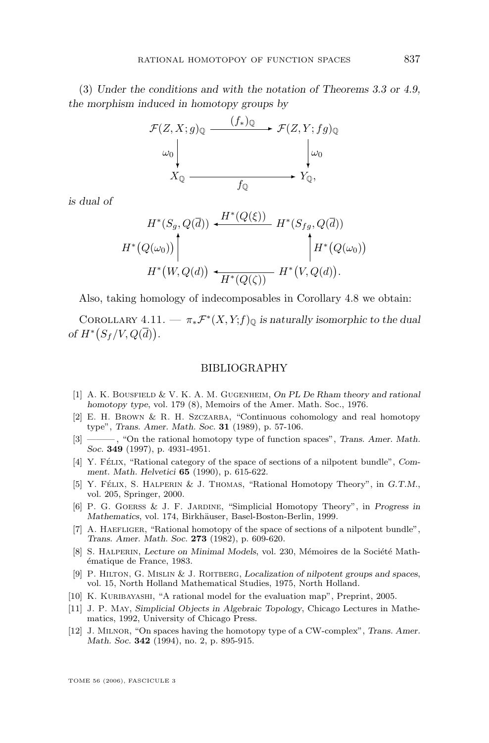(3) *Under the conditions and with the notation of Theorems 3.3 or 4.9, the morphism induced in homotopy groups by*

$$\begin{array}{ccc}
\mathcal{F}(Z,X;g)_{\mathbb{Q}} & \xrightarrow{(f_*)_{\mathbb{Q}}} & \mathcal{F}(Z,Y;fg)_{\mathbb{Q}} \\
\Big\downarrow{\scriptstyle \omega_0} & & \Big\downarrow{\scriptstyle \omega_0} \\
X_{\mathbb{Q}} & \xrightarrow[f_{\mathbb{Q}}]{} & Y_{\mathbb{Q}},
\end{array}$$

*is dual of*

$$\begin{array}{ccc}
H^*(S_g, Q(\overline{d})) & \xleftarrow{H^*(Q(\xi))} & H^*(S_{fg}, Q(\overline{d})) \\
\Big\uparrow{\scriptstyle H^*(Q(\omega_0))} & & \Big\uparrow{\scriptstyle H^*(Q(\omega_0))} \\
H^*\big(W, Q(d)\big) & \xleftarrow[H^*(Q(\zeta))]{} & H^*\big(V, Q(d)\big).
\end{array}$$

Also, taking homology of indecomposables in Corollary 4.8 we obtain:

Corollary 4.11. — *$\pi_*\mathcal{F}^*(X,Y;f)_{\mathbb{Q}}$ is naturally isomorphic to the dual of $H^*\big(S_f/V, Q(\overline{d})\big)$.*

## BIBLIOGRAPHY

[1] A. K. Bousfield & V. K. A. M. Gugenheim, *On PL De Rham theory and rational homotopy type*, vol. 179 (8), Memoirs of the Amer. Math. Soc., 1976.

[2] E. H. Brown & R. H. Szczarba, "Continuous cohomology and real homotopy type", *Trans. Amer. Math. Soc.* **31** (1989), p. 57-106.

[3] ———, "On the rational homotopy type of function spaces", *Trans. Amer. Math. Soc.* **349** (1997), p. 4931-4951.

[4] Y. Félix, "Rational category of the space of sections of a nilpotent bundle", *Comment. Math. Helvetici* **65** (1990), p. 615-622.

[5] Y. Félix, S. Halperin & J. Thomas, "Rational Homotopy Theory", in *G.T.M.*, vol. 205, Springer, 2000.

[6] P. G. Goerss & J. F. Jardine, "Simplicial Homotopy Theory", in *Progress in Mathematics*, vol. 174, Birkhäuser, Basel-Boston-Berlin, 1999.

[7] A. Haefliger, "Rational homotopy of the space of sections of a nilpotent bundle", *Trans. Amer. Math. Soc.* **273** (1982), p. 609-620.

[8] S. Halperin, *Lecture on Minimal Models*, vol. 230, Mémoires de la Société Mathématique de France, 1983.

[9] P. Hilton, G. Mislin & J. Roitberg, *Localization of nilpotent groups and spaces*, vol. 15, North Holland Mathematical Studies, 1975, North Holland.

[10] K. Kuribayashi, "A rational model for the evaluation map", Preprint, 2005.

[11] J. P. May, *Simplicial Objects in Algebraic Topology*, Chicago Lectures in Mathematics, 1992, University of Chicago Press.

[12] J. Milnor, "On spaces having the homotopy type of a CW-complex", *Trans. Amer. Math. Soc.* **342** (1994), no. 2, p. 895-915.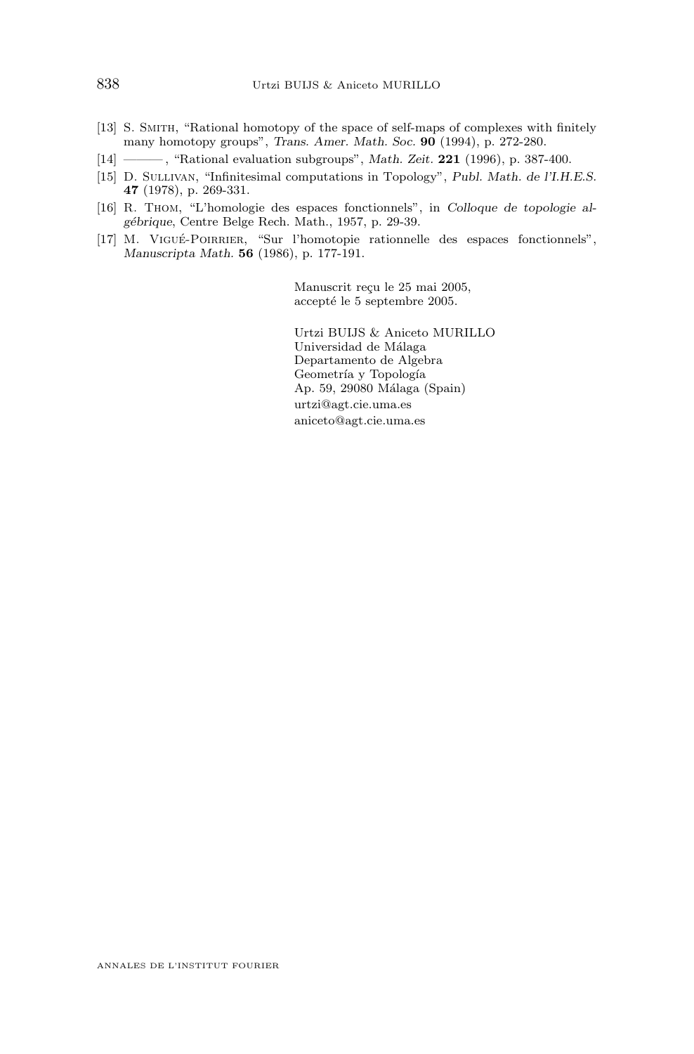[13] S. Smith, "Rational homotopy of the space of self-maps of complexes with finitely many homotopy groups", *Trans. Amer. Math. Soc.* **90** (1994), p. 272-280.

[14] ———, "Rational evaluation subgroups", *Math. Zeit.* **221** (1996), p. 387-400.

[15] D. Sullivan, "Infinitesimal computations in Topology", *Publ. Math. de l'I.H.E.S.* **47** (1978), p. 269-331.

[16] R. Thom, "L'homologie des espaces fonctionnels", in *Colloque de topologie algébrique*, Centre Belge Rech. Math., 1957, p. 29-39.

[17] M. Vigué-Poirrier, "Sur l'homotopie rationnelle des espaces fonctionnels", *Manuscripta Math.* **56** (1986), p. 177-191.

Manuscrit reçu le 25 mai 2005,
accepté le 5 septembre 2005.

Urtzi BUIJS & Aniceto MURILLO
Universidad de Málaga
Departamento de Algebra
Geometría y Topología
Ap. 59, 29080 Málaga (Spain)
urtzi@agt.cie.uma.es
aniceto@agt.cie.uma.es